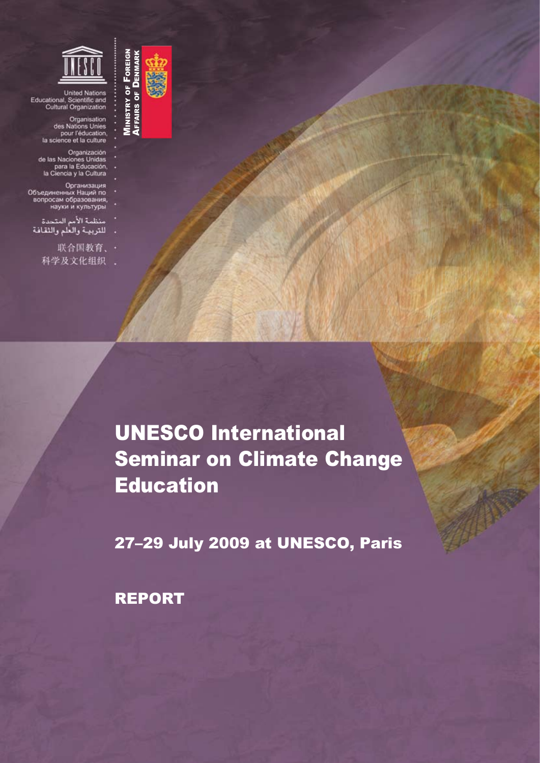United Nations
Educational, Scientific and
Cultural Organization

Organisation
des Nations Unies
pour l'éducation,
la science et la culture

Organización
de las Naciones Unidas
para la Educación,
la Ciencia y la Cultura

Организация
Объединенных Наций по
вопросам образования,
науки и культуры

منظمة الأمم المتحدة
للتربية والعلم والثقافة

联合国教育、
科学及文化组织

MINISTRY OF FOREIGN
AFFAIRS OF DENMARK

# UNESCO International Seminar on Climate Change Education

## 27–29 July 2009 at UNESCO, Paris

## REPORT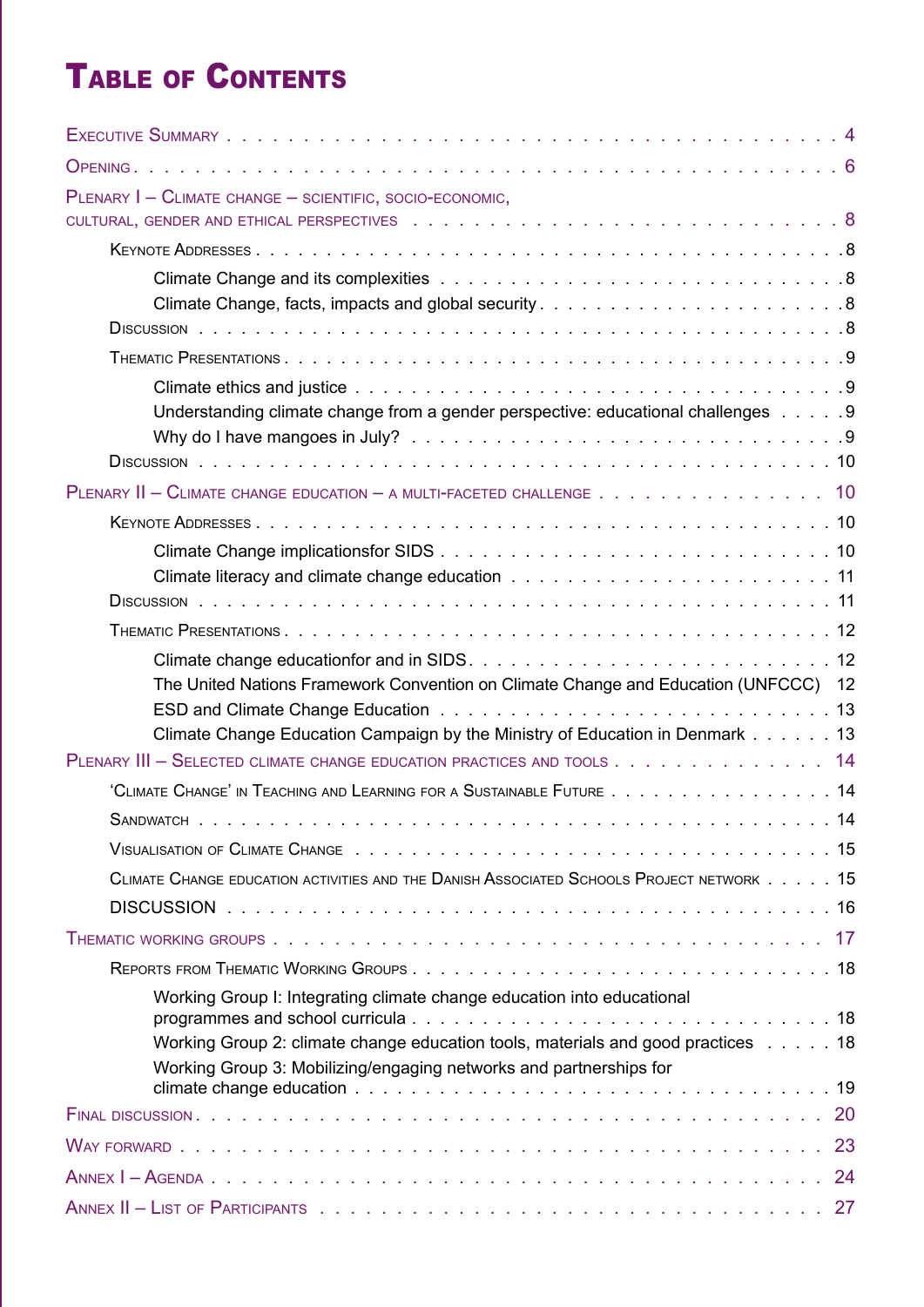# Table of Contents

- Executive Summary . . . 4
- Opening . . . 6
- Plenary I – Climate change – scientific, socio-economic, cultural, gender and ethical perspectives . . . 8
  - Keynote Addresses . . . 8
    - Climate Change and its complexities . . . 8
    - Climate Change, facts, impacts and global security . . . 8
  - Discussion . . . 8
  - Thematic Presentations . . . 9
    - Climate ethics and justice . . . 9
    - Understanding climate change from a gender perspective: educational challenges . . . 9
    - Why do I have mangoes in July? . . . 9
  - Discussion . . . 10
- Plenary II – Climate change education – a multi-faceted challenge . . . 10
  - Keynote Addresses . . . 10
    - Climate Change implicationsfor SIDS . . . 10
    - Climate literacy and climate change education . . . 11
  - Discussion . . . 11
  - Thematic Presentations . . . 12
    - Climate change educationfor and in SIDS . . . 12
    - The United Nations Framework Convention on Climate Change and Education (UNFCCC) 12
    - ESD and Climate Change Education . . . 13
    - Climate Change Education Campaign by the Ministry of Education in Denmark . . . 13
- Plenary III – Selected climate change education practices and tools . . . 14
  - 'Climate Change' in Teaching and Learning for a Sustainable Future . . . 14
  - Sandwatch . . . 14
  - Visualisation of Climate Change . . . 15
  - Climate Change education activities and the Danish Associated Schools Project network . . . 15
  - DISCUSSION . . . 16
- Thematic working groups . . . 17
  - Reports from Thematic Working Groups . . . 18
    - Working Group I: Integrating climate change education into educational programmes and school curricula . . . 18
    - Working Group 2: climate change education tools, materials and good practices . . . 18
    - Working Group 3: Mobilizing/engaging networks and partnerships for climate change education . . . 19
- Final discussion . . . 20
- Way forward . . . 23
- Annex I – Agenda . . . 24
- Annex II – List of Participants . . . 27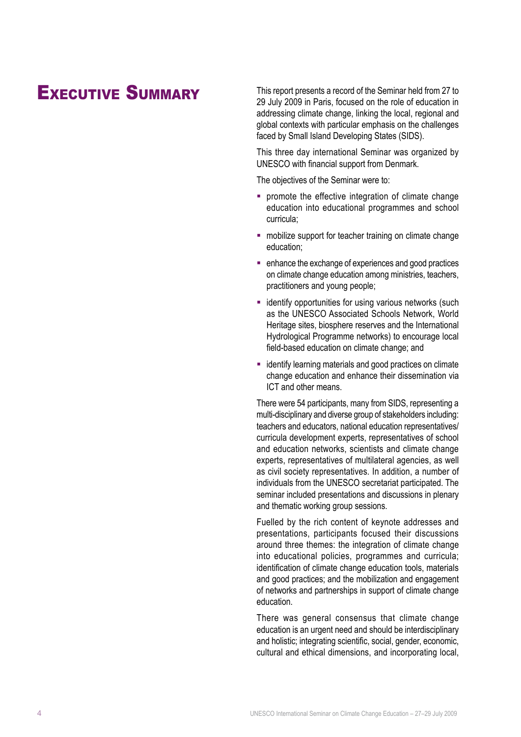# Executive Summary

This report presents a record of the Seminar held from 27 to 29 July 2009 in Paris, focused on the role of education in addressing climate change, linking the local, regional and global contexts with particular emphasis on the challenges faced by Small Island Developing States (SIDS).

This three day international Seminar was organized by UNESCO with financial support from Denmark.

The objectives of the Seminar were to:

- promote the effective integration of climate change education into educational programmes and school curricula;
- mobilize support for teacher training on climate change education;
- enhance the exchange of experiences and good practices on climate change education among ministries, teachers, practitioners and young people;
- identify opportunities for using various networks (such as the UNESCO Associated Schools Network, World Heritage sites, biosphere reserves and the International Hydrological Programme networks) to encourage local field-based education on climate change; and
- identify learning materials and good practices on climate change education and enhance their dissemination via ICT and other means.

There were 54 participants, many from SIDS, representing a multi-disciplinary and diverse group of stakeholders including: teachers and educators, national education representatives/ curricula development experts, representatives of school and education networks, scientists and climate change experts, representatives of multilateral agencies, as well as civil society representatives. In addition, a number of individuals from the UNESCO secretariat participated. The seminar included presentations and discussions in plenary and thematic working group sessions.

Fuelled by the rich content of keynote addresses and presentations, participants focused their discussions around three themes: the integration of climate change into educational policies, programmes and curricula; identification of climate change education tools, materials and good practices; and the mobilization and engagement of networks and partnerships in support of climate change education.

There was general consensus that climate change education is an urgent need and should be interdisciplinary and holistic; integrating scientific, social, gender, economic, cultural and ethical dimensions, and incorporating local,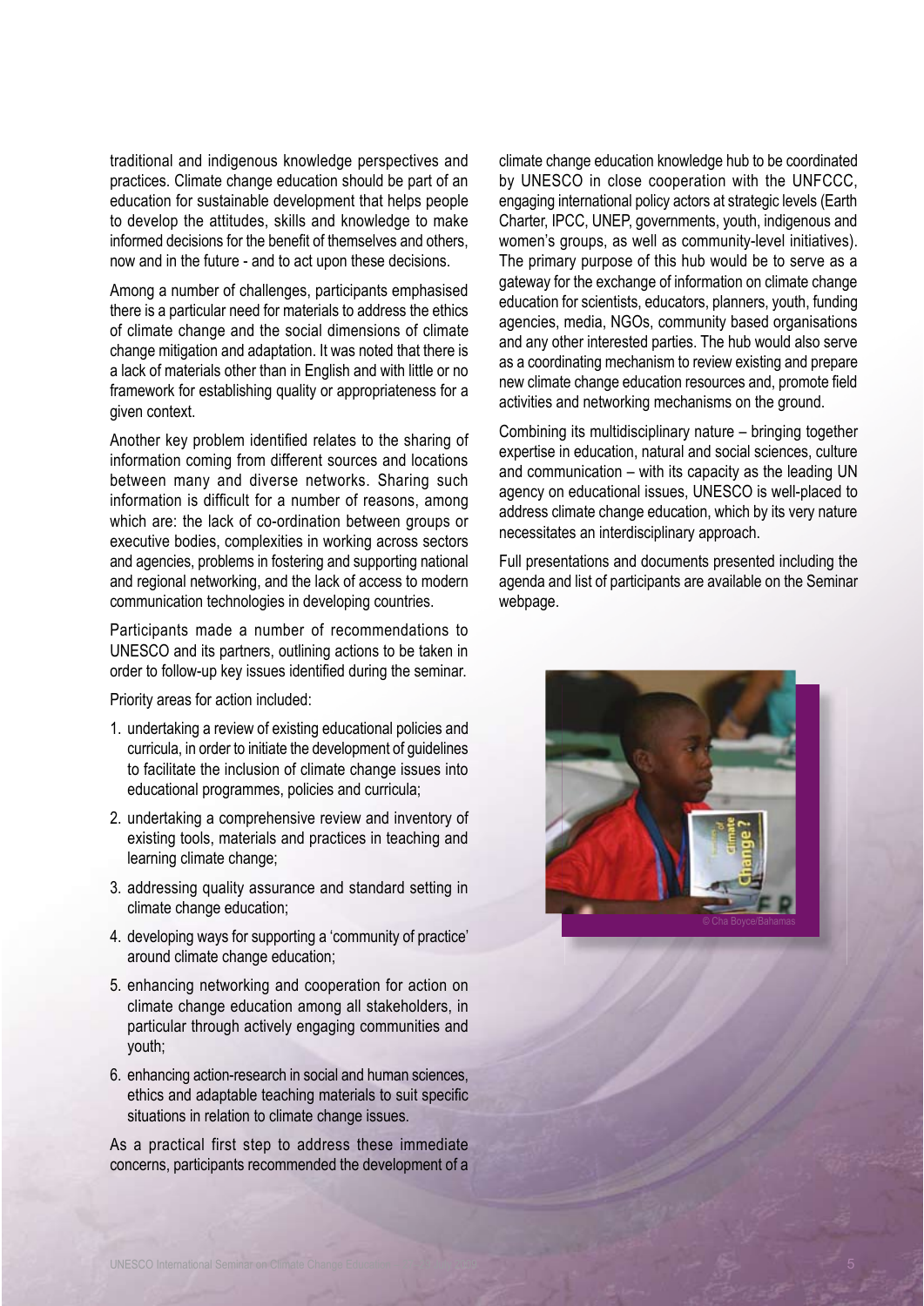traditional and indigenous knowledge perspectives and practices. Climate change education should be part of an education for sustainable development that helps people to develop the attitudes, skills and knowledge to make informed decisions for the benefit of themselves and others, now and in the future - and to act upon these decisions.

Among a number of challenges, participants emphasised there is a particular need for materials to address the ethics of climate change and the social dimensions of climate change mitigation and adaptation. It was noted that there is a lack of materials other than in English and with little or no framework for establishing quality or appropriateness for a given context.

Another key problem identified relates to the sharing of information coming from different sources and locations between many and diverse networks. Sharing such information is difficult for a number of reasons, among which are: the lack of co-ordination between groups or executive bodies, complexities in working across sectors and agencies, problems in fostering and supporting national and regional networking, and the lack of access to modern communication technologies in developing countries.

Participants made a number of recommendations to UNESCO and its partners, outlining actions to be taken in order to follow-up key issues identified during the seminar.

Priority areas for action included:

1. undertaking a review of existing educational policies and curricula, in order to initiate the development of guidelines to facilitate the inclusion of climate change issues into educational programmes, policies and curricula;
2. undertaking a comprehensive review and inventory of existing tools, materials and practices in teaching and learning climate change;
3. addressing quality assurance and standard setting in climate change education;
4. developing ways for supporting a 'community of practice' around climate change education;
5. enhancing networking and cooperation for action on climate change education among all stakeholders, in particular through actively engaging communities and youth;
6. enhancing action-research in social and human sciences, ethics and adaptable teaching materials to suit specific situations in relation to climate change issues.

As a practical first step to address these immediate concerns, participants recommended the development of a climate change education knowledge hub to be coordinated by UNESCO in close cooperation with the UNFCCC, engaging international policy actors at strategic levels (Earth Charter, IPCC, UNEP, governments, youth, indigenous and women's groups, as well as community-level initiatives). The primary purpose of this hub would be to serve as a gateway for the exchange of information on climate change education for scientists, educators, planners, youth, funding agencies, media, NGOs, community based organisations and any other interested parties. The hub would also serve as a coordinating mechanism to review existing and prepare new climate change education resources and, promote field activities and networking mechanisms on the ground.

Combining its multidisciplinary nature – bringing together expertise in education, natural and social sciences, culture and communication – with its capacity as the leading UN agency on educational issues, UNESCO is well-placed to address climate change education, which by its very nature necessitates an interdisciplinary approach.

Full presentations and documents presented including the agenda and list of participants are available on the Seminar webpage.

© Cha Boyce/Bahamas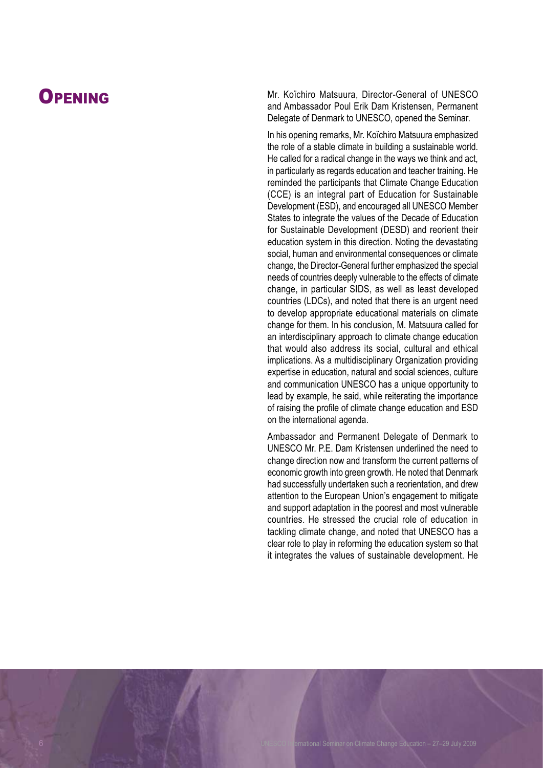# Opening

Mr. Koïchiro Matsuura, Director-General of UNESCO and Ambassador Poul Erik Dam Kristensen, Permanent Delegate of Denmark to UNESCO, opened the Seminar.

In his opening remarks, Mr. Koïchiro Matsuura emphasized the role of a stable climate in building a sustainable world. He called for a radical change in the ways we think and act, in particularly as regards education and teacher training. He reminded the participants that Climate Change Education (CCE) is an integral part of Education for Sustainable Development (ESD), and encouraged all UNESCO Member States to integrate the values of the Decade of Education for Sustainable Development (DESD) and reorient their education system in this direction. Noting the devastating social, human and environmental consequences or climate change, the Director-General further emphasized the special needs of countries deeply vulnerable to the effects of climate change, in particular SIDS, as well as least developed countries (LDCs), and noted that there is an urgent need to develop appropriate educational materials on climate change for them. In his conclusion, M. Matsuura called for an interdisciplinary approach to climate change education that would also address its social, cultural and ethical implications. As a multidisciplinary Organization providing expertise in education, natural and social sciences, culture and communication UNESCO has a unique opportunity to lead by example, he said, while reiterating the importance of raising the profile of climate change education and ESD on the international agenda.

Ambassador and Permanent Delegate of Denmark to UNESCO Mr. P.E. Dam Kristensen underlined the need to change direction now and transform the current patterns of economic growth into green growth. He noted that Denmark had successfully undertaken such a reorientation, and drew attention to the European Union's engagement to mitigate and support adaptation in the poorest and most vulnerable countries. He stressed the crucial role of education in tackling climate change, and noted that UNESCO has a clear role to play in reforming the education system so that it integrates the values of sustainable development. He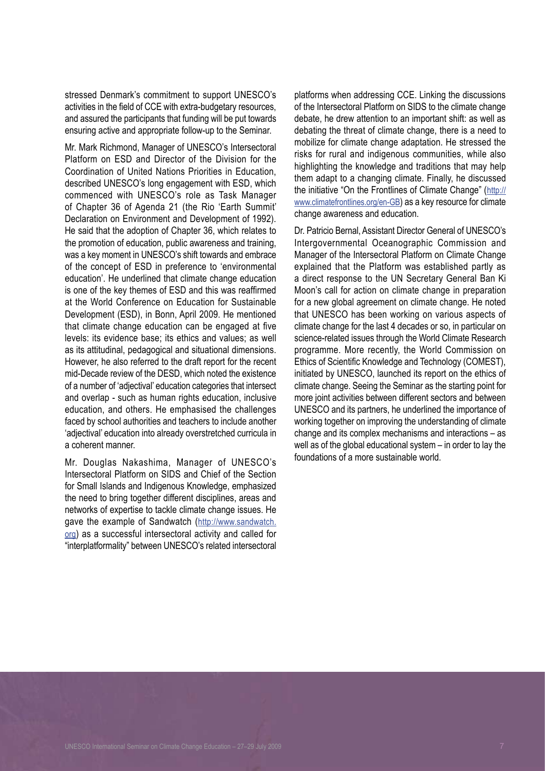stressed Denmark's commitment to support UNESCO's activities in the field of CCE with extra-budgetary resources, and assured the participants that funding will be put towards ensuring active and appropriate follow-up to the Seminar.

Mr. Mark Richmond, Manager of UNESCO's Intersectoral Platform on ESD and Director of the Division for the Coordination of United Nations Priorities in Education, described UNESCO's long engagement with ESD, which commenced with UNESCO's role as Task Manager of Chapter 36 of Agenda 21 (the Rio 'Earth Summit' Declaration on Environment and Development of 1992). He said that the adoption of Chapter 36, which relates to the promotion of education, public awareness and training, was a key moment in UNESCO's shift towards and embrace of the concept of ESD in preference to 'environmental education'. He underlined that climate change education is one of the key themes of ESD and this was reaffirmed at the World Conference on Education for Sustainable Development (ESD), in Bonn, April 2009. He mentioned that climate change education can be engaged at five levels: its evidence base; its ethics and values; as well as its attitudinal, pedagogical and situational dimensions. However, he also referred to the draft report for the recent mid-Decade review of the DESD, which noted the existence of a number of 'adjectival' education categories that intersect and overlap - such as human rights education, inclusive education, and others. He emphasised the challenges faced by school authorities and teachers to include another 'adjectival' education into already overstretched curricula in a coherent manner.

Mr. Douglas Nakashima, Manager of UNESCO's Intersectoral Platform on SIDS and Chief of the Section for Small Islands and Indigenous Knowledge, emphasized the need to bring together different disciplines, areas and networks of expertise to tackle climate change issues. He gave the example of Sandwatch (http://www.sandwatch.org) as a successful intersectoral activity and called for "interplatformality" between UNESCO's related intersectoral platforms when addressing CCE. Linking the discussions of the Intersectoral Platform on SIDS to the climate change debate, he drew attention to an important shift: as well as debating the threat of climate change, there is a need to mobilize for climate change adaptation. He stressed the risks for rural and indigenous communities, while also highlighting the knowledge and traditions that may help them adapt to a changing climate. Finally, he discussed the initiative "On the Frontlines of Climate Change" (http://www.climatefrontlines.org/en-GB) as a key resource for climate change awareness and education.

Dr. Patricio Bernal, Assistant Director General of UNESCO's Intergovernmental Oceanographic Commission and Manager of the Intersectoral Platform on Climate Change explained that the Platform was established partly as a direct response to the UN Secretary General Ban Ki Moon's call for action on climate change in preparation for a new global agreement on climate change. He noted that UNESCO has been working on various aspects of climate change for the last 4 decades or so, in particular on science-related issues through the World Climate Research programme. More recently, the World Commission on Ethics of Scientific Knowledge and Technology (COMEST), initiated by UNESCO, launched its report on the ethics of climate change. Seeing the Seminar as the starting point for more joint activities between different sectors and between UNESCO and its partners, he underlined the importance of working together on improving the understanding of climate change and its complex mechanisms and interactions – as well as of the global educational system – in order to lay the foundations of a more sustainable world.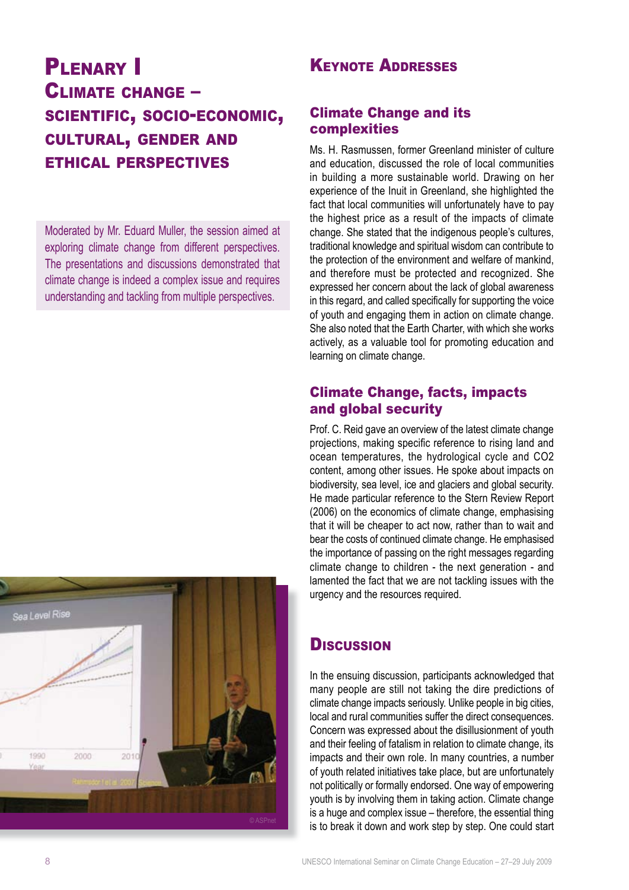# Plenary I
## Climate change – scientific, socio-economic, cultural, gender and ethical perspectives

Moderated by Mr. Eduard Muller, the session aimed at exploring climate change from different perspectives. The presentations and discussions demonstrated that climate change is indeed a complex issue and requires understanding and tackling from multiple perspectives.

## Keynote Addresses

### Climate Change and its complexities

Ms. H. Rasmussen, former Greenland minister of culture and education, discussed the role of local communities in building a more sustainable world. Drawing on her experience of the Inuit in Greenland, she highlighted the fact that local communities will unfortunately have to pay the highest price as a result of the impacts of climate change. She stated that the indigenous people's cultures, traditional knowledge and spiritual wisdom can contribute to the protection of the environment and welfare of mankind, and therefore must be protected and recognized. She expressed her concern about the lack of global awareness in this regard, and called specifically for supporting the voice of youth and engaging them in action on climate change. She also noted that the Earth Charter, with which she works actively, as a valuable tool for promoting education and learning on climate change.

### Climate Change, facts, impacts and global security

Prof. C. Reid gave an overview of the latest climate change projections, making specific reference to rising land and ocean temperatures, the hydrological cycle and $CO_2$ content, among other issues. He spoke about impacts on biodiversity, sea level, ice and glaciers and global security. He made particular reference to the Stern Review Report (2006) on the economics of climate change, emphasising that it will be cheaper to act now, rather than to wait and bear the costs of continued climate change. He emphasised the importance of passing on the right messages regarding climate change to children - the next generation - and lamented the fact that we are not tackling issues with the urgency and the resources required.

## Discussion

In the ensuing discussion, participants acknowledged that many people are still not taking the dire predictions of climate change impacts seriously. Unlike people in big cities, local and rural communities suffer the direct consequences. Concern was expressed about the disillusionment of youth and their feeling of fatalism in relation to climate change, its impacts and their own role. In many countries, a number of youth related initiatives take place, but are unfortunately not politically or formally endorsed. One way of empowering youth is by involving them in taking action. Climate change is a huge and complex issue – therefore, the essential thing is to break it down and work step by step. One could start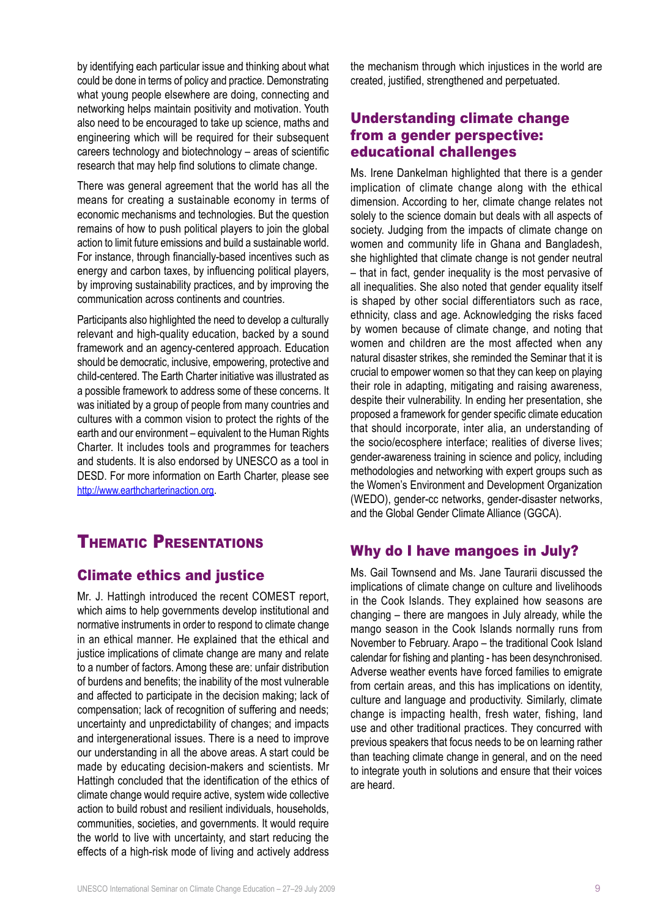by identifying each particular issue and thinking about what could be done in terms of policy and practice. Demonstrating what young people elsewhere are doing, connecting and networking helps maintain positivity and motivation. Youth also need to be encouraged to take up science, maths and engineering which will be required for their subsequent careers technology and biotechnology – areas of scientific research that may help find solutions to climate change.

There was general agreement that the world has all the means for creating a sustainable economy in terms of economic mechanisms and technologies. But the question remains of how to push political players to join the global action to limit future emissions and build a sustainable world. For instance, through financially-based incentives such as energy and carbon taxes, by influencing political players, by improving sustainability practices, and by improving the communication across continents and countries.

Participants also highlighted the need to develop a culturally relevant and high-quality education, backed by a sound framework and an agency-centered approach. Education should be democratic, inclusive, empowering, protective and child-centered. The Earth Charter initiative was illustrated as a possible framework to address some of these concerns. It was initiated by a group of people from many countries and cultures with a common vision to protect the rights of the earth and our environment – equivalent to the Human Rights Charter. It includes tools and programmes for teachers and students. It is also endorsed by UNESCO as a tool in DESD. For more information on Earth Charter, please see http://www.earthcharterinaction.org.

# Thematic Presentations

## Climate ethics and justice

Mr. J. Hattingh introduced the recent COMEST report, which aims to help governments develop institutional and normative instruments in order to respond to climate change in an ethical manner. He explained that the ethical and justice implications of climate change are many and relate to a number of factors. Among these are: unfair distribution of burdens and benefits; the inability of the most vulnerable and affected to participate in the decision making; lack of compensation; lack of recognition of suffering and needs; uncertainty and unpredictability of changes; and impacts and intergenerational issues. There is a need to improve our understanding in all the above areas. A start could be made by educating decision-makers and scientists. Mr Hattingh concluded that the identification of the ethics of climate change would require active, system wide collective action to build robust and resilient individuals, households, communities, societies, and governments. It would require the world to live with uncertainty, and start reducing the effects of a high-risk mode of living and actively address the mechanism through which injustices in the world are created, justified, strengthened and perpetuated.

## Understanding climate change from a gender perspective: educational challenges

Ms. Irene Dankelman highlighted that there is a gender implication of climate change along with the ethical dimension. According to her, climate change relates not solely to the science domain but deals with all aspects of society. Judging from the impacts of climate change on women and community life in Ghana and Bangladesh, she highlighted that climate change is not gender neutral – that in fact, gender inequality is the most pervasive of all inequalities. She also noted that gender equality itself is shaped by other social differentiators such as race, ethnicity, class and age. Acknowledging the risks faced by women because of climate change, and noting that women and children are the most affected when any natural disaster strikes, she reminded the Seminar that it is crucial to empower women so that they can keep on playing their role in adapting, mitigating and raising awareness, despite their vulnerability. In ending her presentation, she proposed a framework for gender specific climate education that should incorporate, inter alia, an understanding of the socio/ecosphere interface; realities of diverse lives; gender-awareness training in science and policy, including methodologies and networking with expert groups such as the Women's Environment and Development Organization (WEDO), gender-cc networks, gender-disaster networks, and the Global Gender Climate Alliance (GGCA).

## Why do I have mangoes in July?

Ms. Gail Townsend and Ms. Jane Taurarii discussed the implications of climate change on culture and livelihoods in the Cook Islands. They explained how seasons are changing – there are mangoes in July already, while the mango season in the Cook Islands normally runs from November to February. Arapo – the traditional Cook Island calendar for fishing and planting - has been desynchronised. Adverse weather events have forced families to emigrate from certain areas, and this has implications on identity, culture and language and productivity. Similarly, climate change is impacting health, fresh water, fishing, land use and other traditional practices. They concurred with previous speakers that focus needs to be on learning rather than teaching climate change in general, and on the need to integrate youth in solutions and ensure that their voices are heard.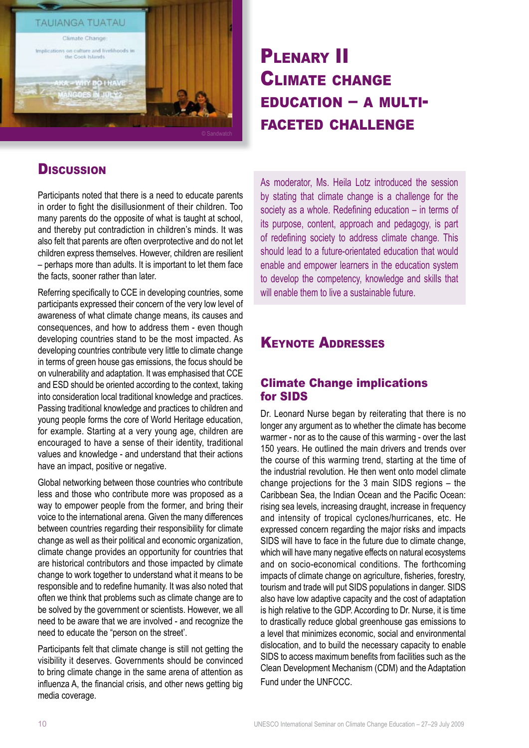# Plenary II Climate change education – a multi-faceted challenge

As moderator, Ms. Heila Lotz introduced the session by stating that climate change is a challenge for the society as a whole. Redefining education – in terms of its purpose, content, approach and pedagogy, is part of redefining society to address climate change. This should lead to a future-orientated education that would enable and empower learners in the education system to develop the competency, knowledge and skills that will enable them to live a sustainable future.

## Keynote Addresses

### Climate Change implications for SIDS

Dr. Leonard Nurse began by reiterating that there is no longer any argument as to whether the climate has become warmer - nor as to the cause of this warming - over the last 150 years. He outlined the main drivers and trends over the course of this warming trend, starting at the time of the industrial revolution. He then went onto model climate change projections for the 3 main SIDS regions – the Caribbean Sea, the Indian Ocean and the Pacific Ocean: rising sea levels, increasing draught, increase in frequency and intensity of tropical cyclones/hurricanes, etc. He expressed concern regarding the major risks and impacts SIDS will have to face in the future due to climate change, which will have many negative effects on natural ecosystems and on socio-economical conditions. The forthcoming impacts of climate change on agriculture, fisheries, forestry, tourism and trade will put SIDS populations in danger. SIDS also have low adaptive capacity and the cost of adaptation is high relative to the GDP. According to Dr. Nurse, it is time to drastically reduce global greenhouse gas emissions to a level that minimizes economic, social and environmental dislocation, and to build the necessary capacity to enable SIDS to access maximum benefits from facilities such as the Clean Development Mechanism (CDM) and the Adaptation Fund under the UNFCCC.

## Discussion

Participants noted that there is a need to educate parents in order to fight the disillusionment of their children. Too many parents do the opposite of what is taught at school, and thereby put contradiction in children's minds. It was also felt that parents are often overprotective and do not let children express themselves. However, children are resilient – perhaps more than adults. It is important to let them face the facts, sooner rather than later.

Referring specifically to CCE in developing countries, some participants expressed their concern of the very low level of awareness of what climate change means, its causes and consequences, and how to address them - even though developing countries stand to be the most impacted. As developing countries contribute very little to climate change in terms of green house gas emissions, the focus should be on vulnerability and adaptation. It was emphasised that CCE and ESD should be oriented according to the context, taking into consideration local traditional knowledge and practices. Passing traditional knowledge and practices to children and young people forms the core of World Heritage education, for example. Starting at a very young age, children are encouraged to have a sense of their identity, traditional values and knowledge - and understand that their actions have an impact, positive or negative.

Global networking between those countries who contribute less and those who contribute more was proposed as a way to empower people from the former, and bring their voice to the international arena. Given the many differences between countries regarding their responsibility for climate change as well as their political and economic organization, climate change provides an opportunity for countries that are historical contributors and those impacted by climate change to work together to understand what it means to be responsible and to redefine humanity. It was also noted that often we think that problems such as climate change are to be solved by the government or scientists. However, we all need to be aware that we are involved - and recognize the need to educate the "person on the street'.

Participants felt that climate change is still not getting the visibility it deserves. Governments should be convinced to bring climate change in the same arena of attention as influenza A, the financial crisis, and other news getting big media coverage.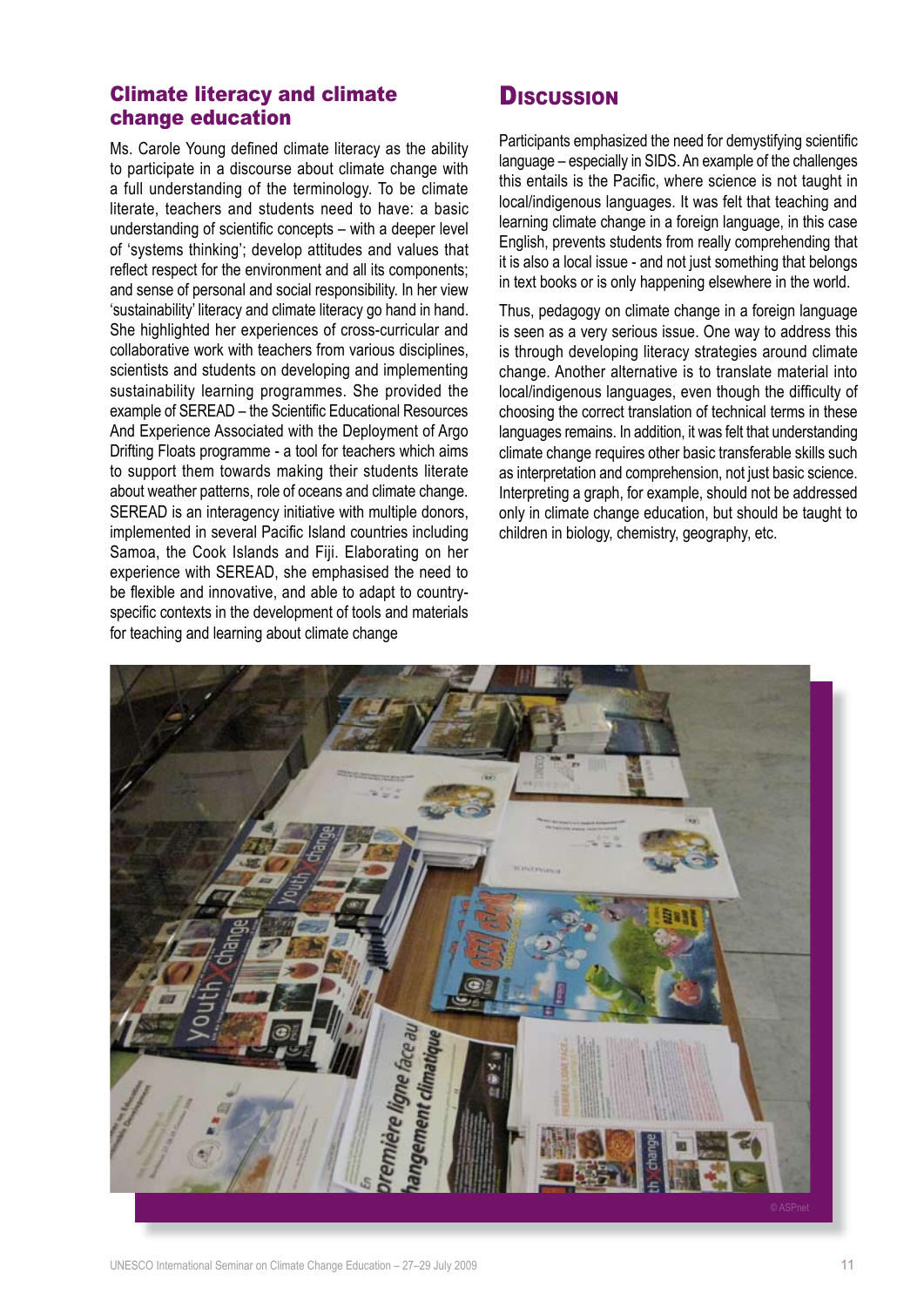## Climate literacy and climate change education

Ms. Carole Young defined climate literacy as the ability to participate in a discourse about climate change with a full understanding of the terminology. To be climate literate, teachers and students need to have: a basic understanding of scientific concepts – with a deeper level of 'systems thinking'; develop attitudes and values that reflect respect for the environment and all its components; and sense of personal and social responsibility. In her view 'sustainability' literacy and climate literacy go hand in hand. She highlighted her experiences of cross-curricular and collaborative work with teachers from various disciplines, scientists and students on developing and implementing sustainability learning programmes. She provided the example of SEREAD – the Scientific Educational Resources And Experience Associated with the Deployment of Argo Drifting Floats programme - a tool for teachers which aims to support them towards making their students literate about weather patterns, role of oceans and climate change. SEREAD is an interagency initiative with multiple donors, implemented in several Pacific Island countries including Samoa, the Cook Islands and Fiji. Elaborating on her experience with SEREAD, she emphasised the need to be flexible and innovative, and able to adapt to country-specific contexts in the development of tools and materials for teaching and learning about climate change

## Discussion

Participants emphasized the need for demystifying scientific language – especially in SIDS. An example of the challenges this entails is the Pacific, where science is not taught in local/indigenous languages. It was felt that teaching and learning climate change in a foreign language, in this case English, prevents students from really comprehending that it is also a local issue - and not just something that belongs in text books or is only happening elsewhere in the world.

Thus, pedagogy on climate change in a foreign language is seen as a very serious issue. One way to address this is through developing literacy strategies around climate change. Another alternative is to translate material into local/indigenous languages, even though the difficulty of choosing the correct translation of technical terms in these languages remains. In addition, it was felt that understanding climate change requires other basic transferable skills such as interpretation and comprehension, not just basic science. Interpreting a graph, for example, should not be addressed only in climate change education, but should be taught to children in biology, chemistry, geography, etc.

© ASPnet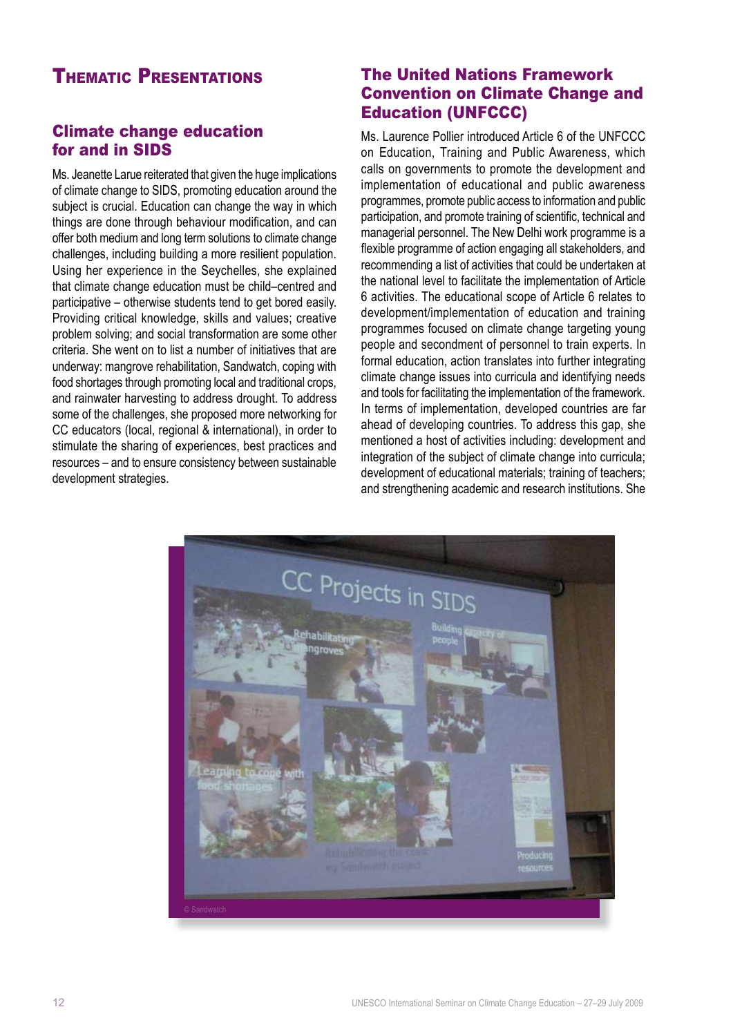# Thematic Presentations

## Climate change education for and in SIDS

Ms. Jeanette Larue reiterated that given the huge implications of climate change to SIDS, promoting education around the subject is crucial. Education can change the way in which things are done through behaviour modification, and can offer both medium and long term solutions to climate change challenges, including building a more resilient population. Using her experience in the Seychelles, she explained that climate change education must be child–centred and participative – otherwise students tend to get bored easily. Providing critical knowledge, skills and values; creative problem solving; and social transformation are some other criteria. She went on to list a number of initiatives that are underway: mangrove rehabilitation, Sandwatch, coping with food shortages through promoting local and traditional crops, and rainwater harvesting to address drought. To address some of the challenges, she proposed more networking for CC educators (local, regional & international), in order to stimulate the sharing of experiences, best practices and resources – and to ensure consistency between sustainable development strategies.

## The United Nations Framework Convention on Climate Change and Education (UNFCCC)

Ms. Laurence Pollier introduced Article 6 of the UNFCCC on Education, Training and Public Awareness, which calls on governments to promote the development and implementation of educational and public awareness programmes, promote public access to information and public participation, and promote training of scientific, technical and managerial personnel. The New Delhi work programme is a flexible programme of action engaging all stakeholders, and recommending a list of activities that could be undertaken at the national level to facilitate the implementation of Article 6 activities. The educational scope of Article 6 relates to development/implementation of education and training programmes focused on climate change targeting young people and secondment of personnel to train experts. In formal education, action translates into further integrating climate change issues into curricula and identifying needs and tools for facilitating the implementation of the framework. In terms of implementation, developed countries are far ahead of developing countries. To address this gap, she mentioned a host of activities including: development and integration of the subject of climate change into curricula; development of educational materials; training of teachers; and strengthening academic and research institutions. She

© Sandwatch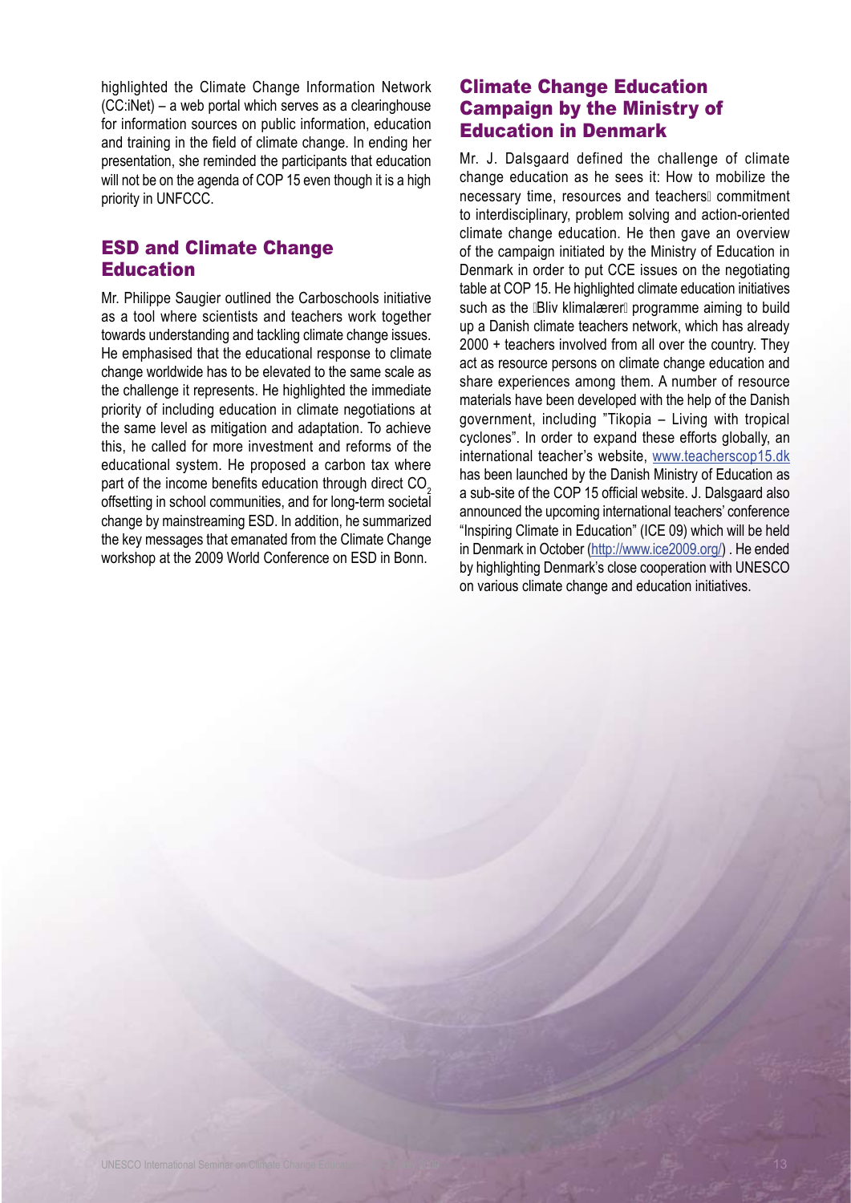highlighted the Climate Change Information Network (CC:iNet) – a web portal which serves as a clearinghouse for information sources on public information, education and training in the field of climate change. In ending her presentation, she reminded the participants that education will not be on the agenda of COP 15 even though it is a high priority in UNFCCC.

## ESD and Climate Change Education

Mr. Philippe Saugier outlined the Carboschools initiative as a tool where scientists and teachers work together towards understanding and tackling climate change issues. He emphasised that the educational response to climate change worldwide has to be elevated to the same scale as the challenge it represents. He highlighted the immediate priority of including education in climate negotiations at the same level as mitigation and adaptation. To achieve this, he called for more investment and reforms of the educational system. He proposed a carbon tax where part of the income benefits education through direct $CO_2$ offsetting in school communities, and for long-term societal change by mainstreaming ESD. In addition, he summarized the key messages that emanated from the Climate Change workshop at the 2009 World Conference on ESD in Bonn.

## Climate Change Education Campaign by the Ministry of Education in Denmark

Mr. J. Dalsgaard defined the challenge of climate change education as he sees it: How to mobilize the necessary time, resources and teachers' commitment to interdisciplinary, problem solving and action-oriented climate change education. He then gave an overview of the campaign initiated by the Ministry of Education in Denmark in order to put CCE issues on the negotiating table at COP 15. He highlighted climate education initiatives such as the 'Bliv klimalærer' programme aiming to build up a Danish climate teachers network, which has already 2000 + teachers involved from all over the country. They act as resource persons on climate change education and share experiences among them. A number of resource materials have been developed with the help of the Danish government, including "Tikopia – Living with tropical cyclones". In order to expand these efforts globally, an international teacher's website, www.teacherscop15.dk has been launched by the Danish Ministry of Education as a sub-site of the COP 15 official website. J. Dalsgaard also announced the upcoming international teachers' conference "Inspiring Climate in Education" (ICE 09) which will be held in Denmark in October (http://www.ice2009.org/) . He ended by highlighting Denmark's close cooperation with UNESCO on various climate change and education initiatives.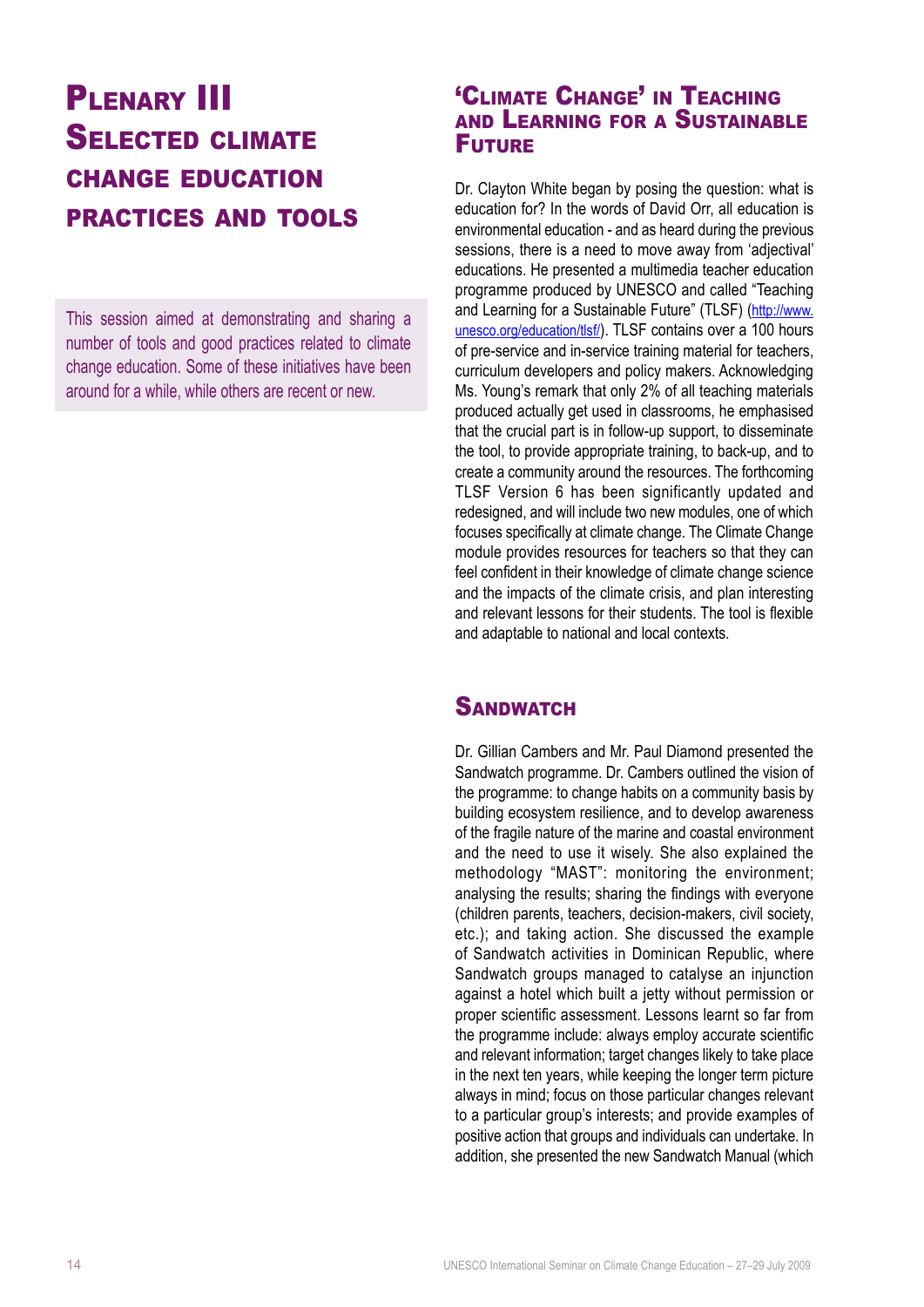# Plenary III Selected climate change education practices and tools

This session aimed at demonstrating and sharing a number of tools and good practices related to climate change education. Some of these initiatives have been around for a while, while others are recent or new.

## 'Climate Change' in Teaching and Learning for a Sustainable Future

Dr. Clayton White began by posing the question: what is education for? In the words of David Orr, all education is environmental education - and as heard during the previous sessions, there is a need to move away from 'adjectival' educations. He presented a multimedia teacher education programme produced by UNESCO and called "Teaching and Learning for a Sustainable Future" (TLSF) (http://www.unesco.org/education/tlsf/). TLSF contains over a 100 hours of pre-service and in-service training material for teachers, curriculum developers and policy makers. Acknowledging Ms. Young's remark that only 2% of all teaching materials produced actually get used in classrooms, he emphasised that the crucial part is in follow-up support, to disseminate the tool, to provide appropriate training, to back-up, and to create a community around the resources. The forthcoming TLSF Version 6 has been significantly updated and redesigned, and will include two new modules, one of which focuses specifically at climate change. The Climate Change module provides resources for teachers so that they can feel confident in their knowledge of climate change science and the impacts of the climate crisis, and plan interesting and relevant lessons for their students. The tool is flexible and adaptable to national and local contexts.

## Sandwatch

Dr. Gillian Cambers and Mr. Paul Diamond presented the Sandwatch programme. Dr. Cambers outlined the vision of the programme: to change habits on a community basis by building ecosystem resilience, and to develop awareness of the fragile nature of the marine and coastal environment and the need to use it wisely. She also explained the methodology "MAST": monitoring the environment; analysing the results; sharing the findings with everyone (children parents, teachers, decision-makers, civil society, etc.); and taking action. She discussed the example of Sandwatch activities in Dominican Republic, where Sandwatch groups managed to catalyse an injunction against a hotel which built a jetty without permission or proper scientific assessment. Lessons learnt so far from the programme include: always employ accurate scientific and relevant information; target changes likely to take place in the next ten years, while keeping the longer term picture always in mind; focus on those particular changes relevant to a particular group's interests; and provide examples of positive action that groups and individuals can undertake. In addition, she presented the new Sandwatch Manual (which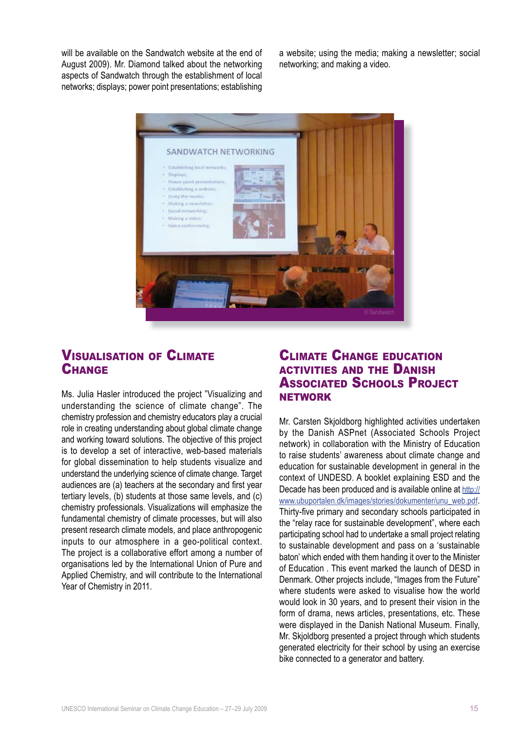will be available on the Sandwatch website at the end of August 2009). Mr. Diamond talked about the networking aspects of Sandwatch through the establishment of local networks; displays; power point presentations; establishing a website; using the media; making a newsletter; social networking; and making a video.

## Visualisation of Climate Change

Ms. Julia Hasler introduced the project "Visualizing and understanding the science of climate change". The chemistry profession and chemistry educators play a crucial role in creating understanding about global climate change and working toward solutions. The objective of this project is to develop a set of interactive, web-based materials for global dissemination to help students visualize and understand the underlying science of climate change. Target audiences are (a) teachers at the secondary and first year tertiary levels, (b) students at those same levels, and (c) chemistry professionals. Visualizations will emphasize the fundamental chemistry of climate processes, but will also present research climate models, and place anthropogenic inputs to our atmosphere in a geo-political context. The project is a collaborative effort among a number of organisations led by the International Union of Pure and Applied Chemistry, and will contribute to the International Year of Chemistry in 2011.

## Climate Change education activities and the Danish Associated Schools Project network

Mr. Carsten Skjoldborg highlighted activities undertaken by the Danish ASPnet (Associated Schools Project network) in collaboration with the Ministry of Education to raise students' awareness about climate change and education for sustainable development in general in the context of UNDESD. A booklet explaining ESD and the Decade has been produced and is available online at http://www.ubuportalen.dk/images/stories/dokumenter/unu_web.pdf. Thirty-five primary and secondary schools participated in the "relay race for sustainable development", where each participating school had to undertake a small project relating to sustainable development and pass on a 'sustainable baton' which ended with them handing it over to the Minister of Education . This event marked the launch of DESD in Denmark. Other projects include, "Images from the Future" where students were asked to visualise how the world would look in 30 years, and to present their vision in the form of drama, news articles, presentations, etc. These were displayed in the Danish National Museum. Finally, Mr. Skjoldborg presented a project through which students generated electricity for their school by using an exercise bike connected to a generator and battery.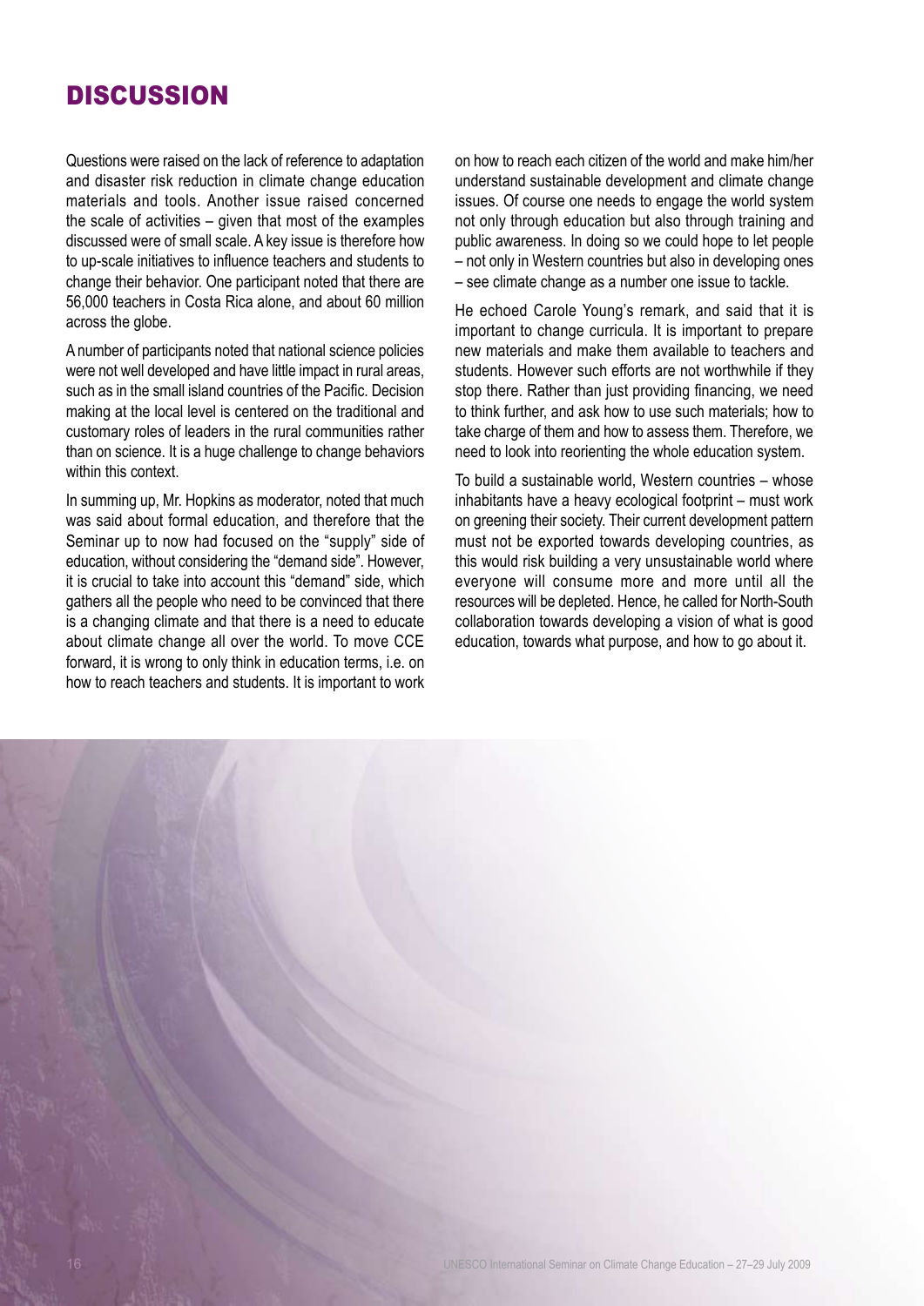# DISCUSSION

Questions were raised on the lack of reference to adaptation and disaster risk reduction in climate change education materials and tools. Another issue raised concerned the scale of activities – given that most of the examples discussed were of small scale. A key issue is therefore how to up-scale initiatives to influence teachers and students to change their behavior. One participant noted that there are 56,000 teachers in Costa Rica alone, and about 60 million across the globe.

A number of participants noted that national science policies were not well developed and have little impact in rural areas, such as in the small island countries of the Pacific. Decision making at the local level is centered on the traditional and customary roles of leaders in the rural communities rather than on science. It is a huge challenge to change behaviors within this context.

In summing up, Mr. Hopkins as moderator, noted that much was said about formal education, and therefore that the Seminar up to now had focused on the "supply" side of education, without considering the "demand side". However, it is crucial to take into account this "demand" side, which gathers all the people who need to be convinced that there is a changing climate and that there is a need to educate about climate change all over the world. To move CCE forward, it is wrong to only think in education terms, i.e. on how to reach teachers and students. It is important to work on how to reach each citizen of the world and make him/her understand sustainable development and climate change issues. Of course one needs to engage the world system not only through education but also through training and public awareness. In doing so we could hope to let people – not only in Western countries but also in developing ones – see climate change as a number one issue to tackle.

He echoed Carole Young's remark, and said that it is important to change curricula. It is important to prepare new materials and make them available to teachers and students. However such efforts are not worthwhile if they stop there. Rather than just providing financing, we need to think further, and ask how to use such materials; how to take charge of them and how to assess them. Therefore, we need to look into reorienting the whole education system.

To build a sustainable world, Western countries – whose inhabitants have a heavy ecological footprint – must work on greening their society. Their current development pattern must not be exported towards developing countries, as this would risk building a very unsustainable world where everyone will consume more and more until all the resources will be depleted. Hence, he called for North-South collaboration towards developing a vision of what is good education, towards what purpose, and how to go about it.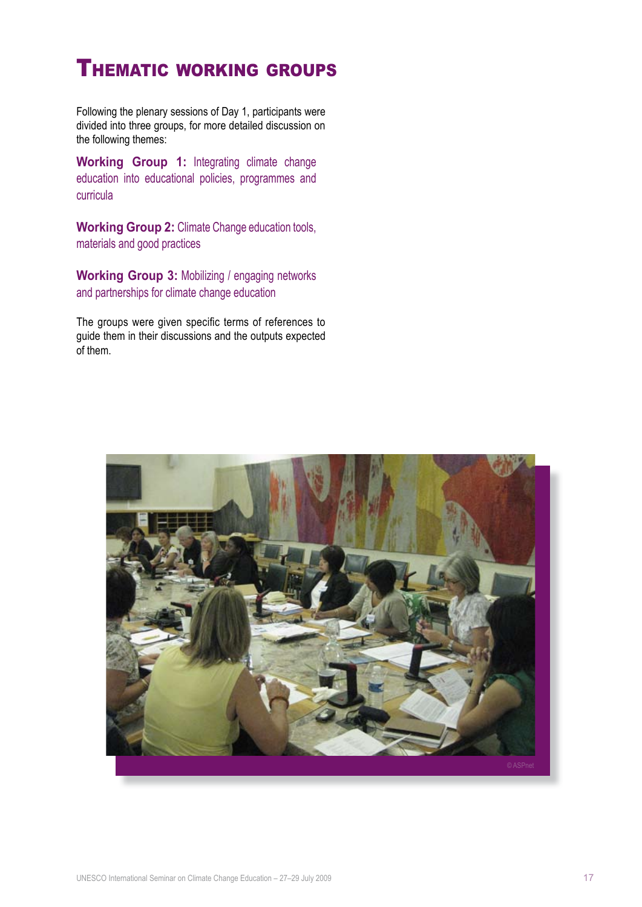# Thematic working groups

Following the plenary sessions of Day 1, participants were divided into three groups, for more detailed discussion on the following themes:

**Working Group 1:** Integrating climate change education into educational policies, programmes and curricula

**Working Group 2:** Climate Change education tools, materials and good practices

**Working Group 3:** Mobilizing / engaging networks and partnerships for climate change education

The groups were given specific terms of references to guide them in their discussions and the outputs expected of them.

© ASPnet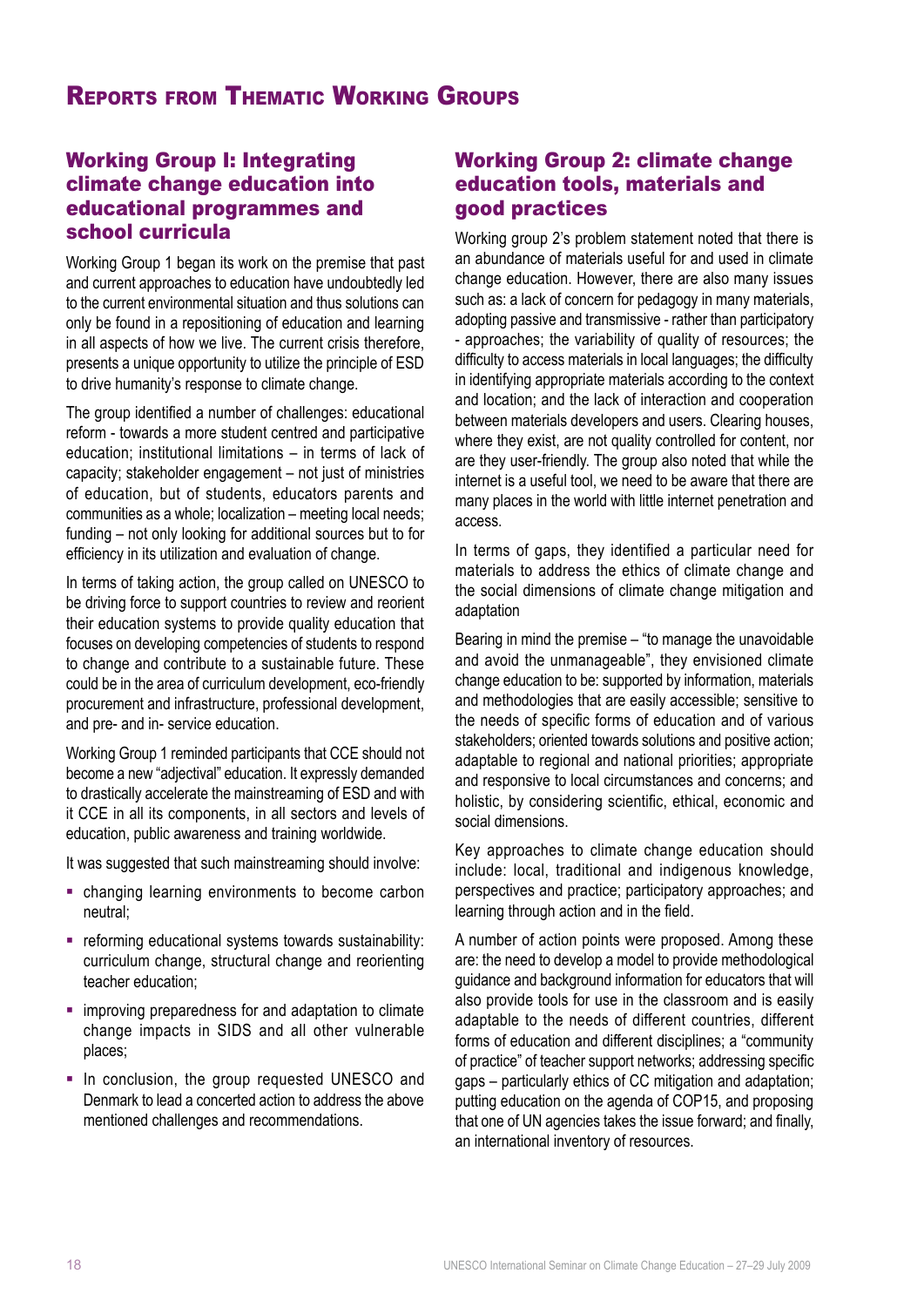# Reports from Thematic Working Groups

## Working Group I: Integrating climate change education into educational programmes and school curricula

Working Group 1 began its work on the premise that past and current approaches to education have undoubtedly led to the current environmental situation and thus solutions can only be found in a repositioning of education and learning in all aspects of how we live. The current crisis therefore, presents a unique opportunity to utilize the principle of ESD to drive humanity's response to climate change.

The group identified a number of challenges: educational reform - towards a more student centred and participative education; institutional limitations – in terms of lack of capacity; stakeholder engagement – not just of ministries of education, but of students, educators parents and communities as a whole; localization – meeting local needs; funding – not only looking for additional sources but to for efficiency in its utilization and evaluation of change.

In terms of taking action, the group called on UNESCO to be driving force to support countries to review and reorient their education systems to provide quality education that focuses on developing competencies of students to respond to change and contribute to a sustainable future. These could be in the area of curriculum development, eco-friendly procurement and infrastructure, professional development, and pre- and in- service education.

Working Group 1 reminded participants that CCE should not become a new "adjectival" education. It expressly demanded to drastically accelerate the mainstreaming of ESD and with it CCE in all its components, in all sectors and levels of education, public awareness and training worldwide.

It was suggested that such mainstreaming should involve:

- changing learning environments to become carbon neutral;
- reforming educational systems towards sustainability: curriculum change, structural change and reorienting teacher education;
- improving preparedness for and adaptation to climate change impacts in SIDS and all other vulnerable places;
- In conclusion, the group requested UNESCO and Denmark to lead a concerted action to address the above mentioned challenges and recommendations.

## Working Group 2: climate change education tools, materials and good practices

Working group 2's problem statement noted that there is an abundance of materials useful for and used in climate change education. However, there are also many issues such as: a lack of concern for pedagogy in many materials, adopting passive and transmissive - rather than participatory - approaches; the variability of quality of resources; the difficulty to access materials in local languages; the difficulty in identifying appropriate materials according to the context and location; and the lack of interaction and cooperation between materials developers and users. Clearing houses, where they exist, are not quality controlled for content, nor are they user-friendly. The group also noted that while the internet is a useful tool, we need to be aware that there are many places in the world with little internet penetration and access.

In terms of gaps, they identified a particular need for materials to address the ethics of climate change and the social dimensions of climate change mitigation and adaptation

Bearing in mind the premise – "to manage the unavoidable and avoid the unmanageable", they envisioned climate change education to be: supported by information, materials and methodologies that are easily accessible; sensitive to the needs of specific forms of education and of various stakeholders; oriented towards solutions and positive action; adaptable to regional and national priorities; appropriate and responsive to local circumstances and concerns; and holistic, by considering scientific, ethical, economic and social dimensions.

Key approaches to climate change education should include: local, traditional and indigenous knowledge, perspectives and practice; participatory approaches; and learning through action and in the field.

A number of action points were proposed. Among these are: the need to develop a model to provide methodological guidance and background information for educators that will also provide tools for use in the classroom and is easily adaptable to the needs of different countries, different forms of education and different disciplines; a "community of practice" of teacher support networks; addressing specific gaps – particularly ethics of CC mitigation and adaptation; putting education on the agenda of COP15, and proposing that one of UN agencies takes the issue forward; and finally, an international inventory of resources.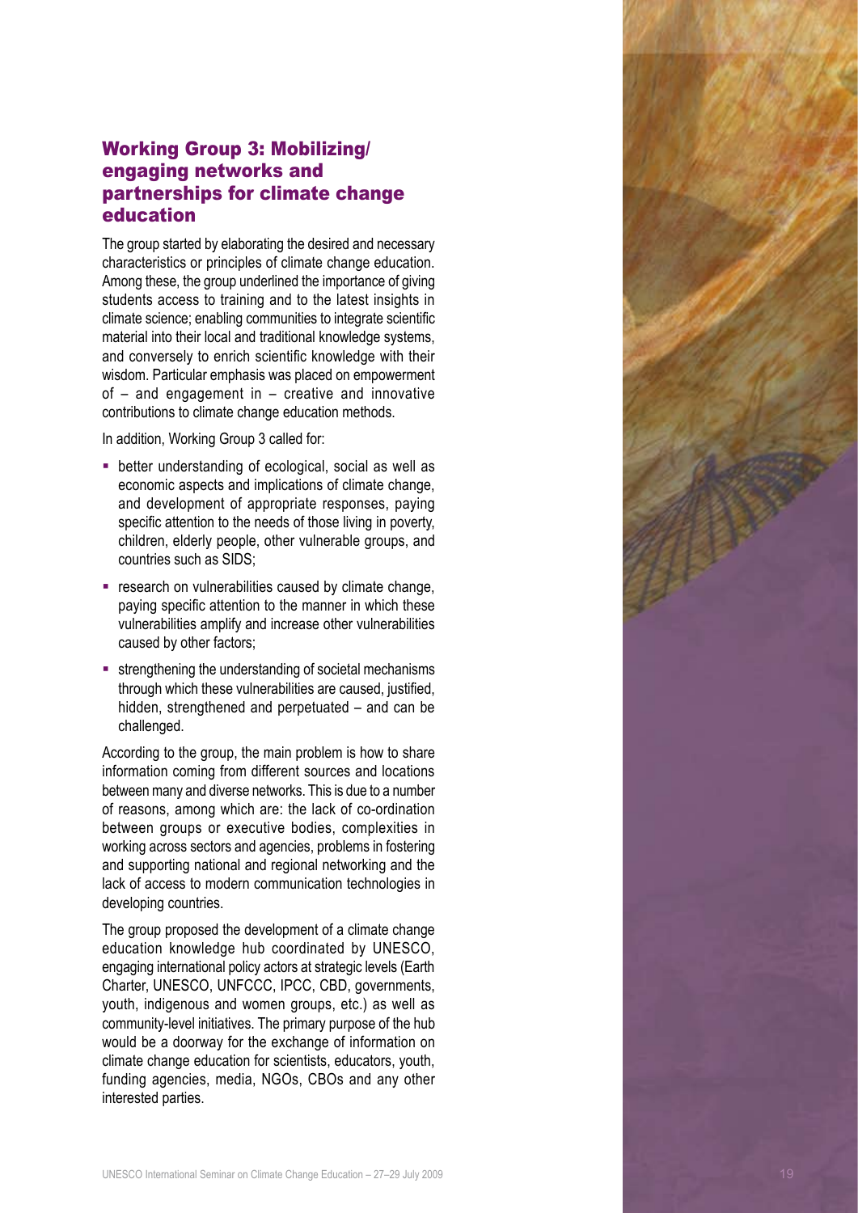## Working Group 3: Mobilizing/ engaging networks and partnerships for climate change education

The group started by elaborating the desired and necessary characteristics or principles of climate change education. Among these, the group underlined the importance of giving students access to training and to the latest insights in climate science; enabling communities to integrate scientific material into their local and traditional knowledge systems, and conversely to enrich scientific knowledge with their wisdom. Particular emphasis was placed on empowerment of – and engagement in – creative and innovative contributions to climate change education methods.

In addition, Working Group 3 called for:

- better understanding of ecological, social as well as economic aspects and implications of climate change, and development of appropriate responses, paying specific attention to the needs of those living in poverty, children, elderly people, other vulnerable groups, and countries such as SIDS;
- research on vulnerabilities caused by climate change, paying specific attention to the manner in which these vulnerabilities amplify and increase other vulnerabilities caused by other factors;
- strengthening the understanding of societal mechanisms through which these vulnerabilities are caused, justified, hidden, strengthened and perpetuated – and can be challenged.

According to the group, the main problem is how to share information coming from different sources and locations between many and diverse networks. This is due to a number of reasons, among which are: the lack of co-ordination between groups or executive bodies, complexities in working across sectors and agencies, problems in fostering and supporting national and regional networking and the lack of access to modern communication technologies in developing countries.

The group proposed the development of a climate change education knowledge hub coordinated by UNESCO, engaging international policy actors at strategic levels (Earth Charter, UNESCO, UNFCCC, IPCC, CBD, governments, youth, indigenous and women groups, etc.) as well as community-level initiatives. The primary purpose of the hub would be a doorway for the exchange of information on climate change education for scientists, educators, youth, funding agencies, media, NGOs, CBOs and any other interested parties.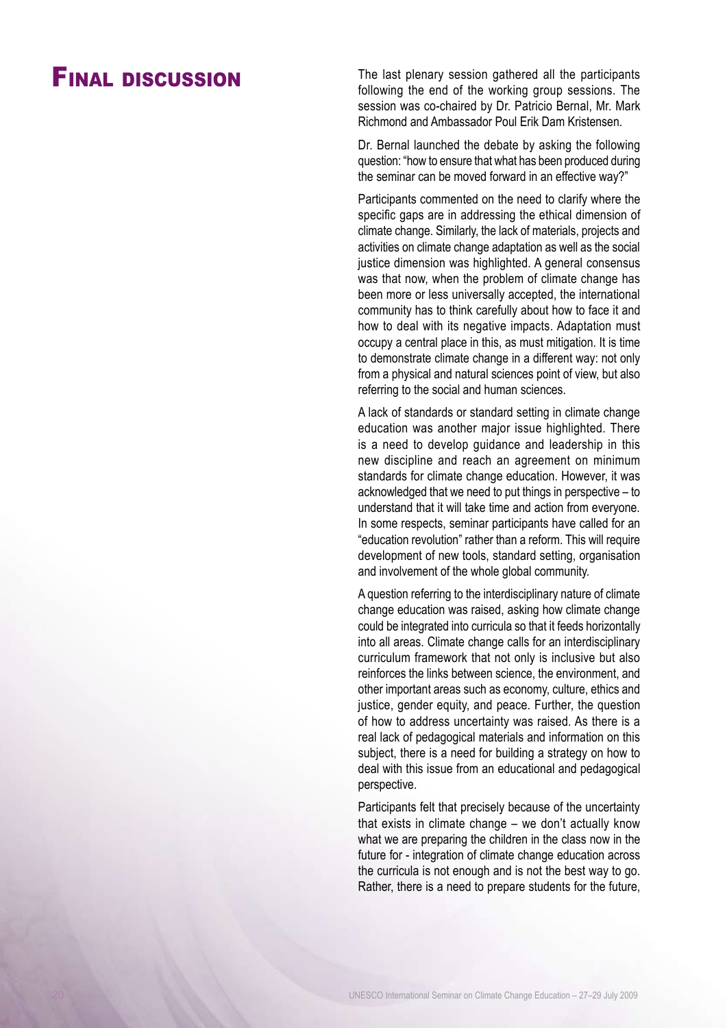# Final discussion

The last plenary session gathered all the participants following the end of the working group sessions. The session was co-chaired by Dr. Patricio Bernal, Mr. Mark Richmond and Ambassador Poul Erik Dam Kristensen.

Dr. Bernal launched the debate by asking the following question: "how to ensure that what has been produced during the seminar can be moved forward in an effective way?"

Participants commented on the need to clarify where the specific gaps are in addressing the ethical dimension of climate change. Similarly, the lack of materials, projects and activities on climate change adaptation as well as the social justice dimension was highlighted. A general consensus was that now, when the problem of climate change has been more or less universally accepted, the international community has to think carefully about how to face it and how to deal with its negative impacts. Adaptation must occupy a central place in this, as must mitigation. It is time to demonstrate climate change in a different way: not only from a physical and natural sciences point of view, but also referring to the social and human sciences.

A lack of standards or standard setting in climate change education was another major issue highlighted. There is a need to develop guidance and leadership in this new discipline and reach an agreement on minimum standards for climate change education. However, it was acknowledged that we need to put things in perspective – to understand that it will take time and action from everyone. In some respects, seminar participants have called for an "education revolution" rather than a reform. This will require development of new tools, standard setting, organisation and involvement of the whole global community.

A question referring to the interdisciplinary nature of climate change education was raised, asking how climate change could be integrated into curricula so that it feeds horizontally into all areas. Climate change calls for an interdisciplinary curriculum framework that not only is inclusive but also reinforces the links between science, the environment, and other important areas such as economy, culture, ethics and justice, gender equity, and peace. Further, the question of how to address uncertainty was raised. As there is a real lack of pedagogical materials and information on this subject, there is a need for building a strategy on how to deal with this issue from an educational and pedagogical perspective.

Participants felt that precisely because of the uncertainty that exists in climate change – we don't actually know what we are preparing the children in the class now in the future for - integration of climate change education across the curricula is not enough and is not the best way to go. Rather, there is a need to prepare students for the future,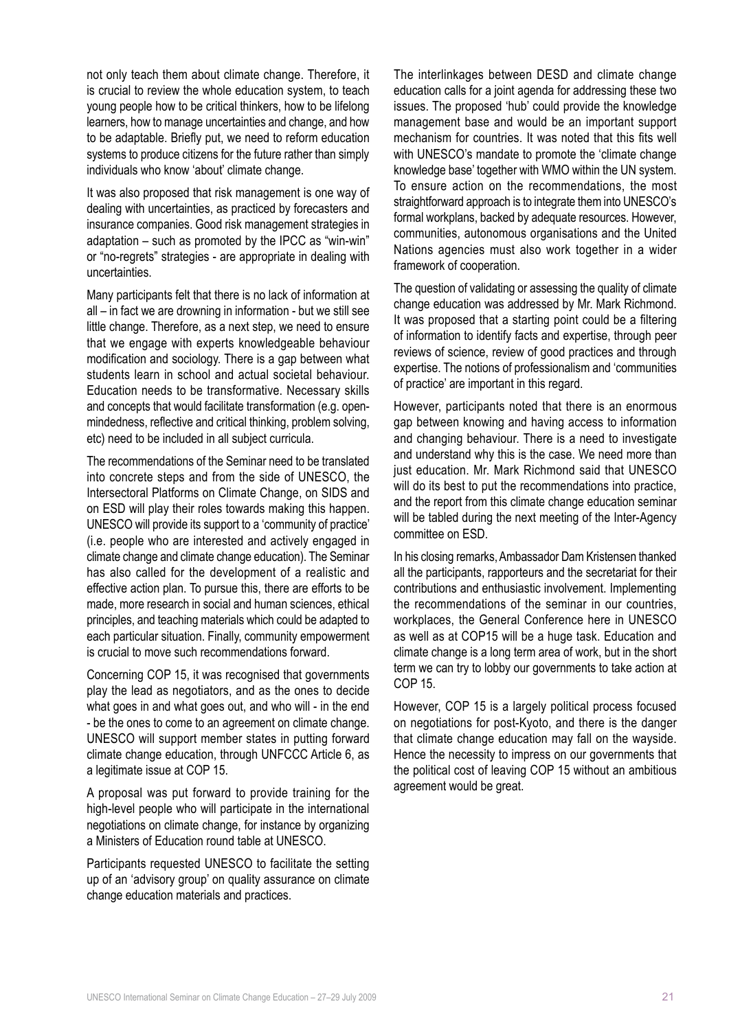not only teach them about climate change. Therefore, it is crucial to review the whole education system, to teach young people how to be critical thinkers, how to be lifelong learners, how to manage uncertainties and change, and how to be adaptable. Briefly put, we need to reform education systems to produce citizens for the future rather than simply individuals who know 'about' climate change.

It was also proposed that risk management is one way of dealing with uncertainties, as practiced by forecasters and insurance companies. Good risk management strategies in adaptation – such as promoted by the IPCC as "win-win" or "no-regrets" strategies - are appropriate in dealing with uncertainties.

Many participants felt that there is no lack of information at all – in fact we are drowning in information - but we still see little change. Therefore, as a next step, we need to ensure that we engage with experts knowledgeable behaviour modification and sociology. There is a gap between what students learn in school and actual societal behaviour. Education needs to be transformative. Necessary skills and concepts that would facilitate transformation (e.g. open-mindedness, reflective and critical thinking, problem solving, etc) need to be included in all subject curricula.

The recommendations of the Seminar need to be translated into concrete steps and from the side of UNESCO, the Intersectoral Platforms on Climate Change, on SIDS and on ESD will play their roles towards making this happen. UNESCO will provide its support to a 'community of practice' (i.e. people who are interested and actively engaged in climate change and climate change education). The Seminar has also called for the development of a realistic and effective action plan. To pursue this, there are efforts to be made, more research in social and human sciences, ethical principles, and teaching materials which could be adapted to each particular situation. Finally, community empowerment is crucial to move such recommendations forward.

Concerning COP 15, it was recognised that governments play the lead as negotiators, and as the ones to decide what goes in and what goes out, and who will - in the end - be the ones to come to an agreement on climate change. UNESCO will support member states in putting forward climate change education, through UNFCCC Article 6, as a legitimate issue at COP 15.

A proposal was put forward to provide training for the high-level people who will participate in the international negotiations on climate change, for instance by organizing a Ministers of Education round table at UNESCO.

Participants requested UNESCO to facilitate the setting up of an 'advisory group' on quality assurance on climate change education materials and practices.

The interlinkages between DESD and climate change education calls for a joint agenda for addressing these two issues. The proposed 'hub' could provide the knowledge management base and would be an important support mechanism for countries. It was noted that this fits well with UNESCO's mandate to promote the 'climate change knowledge base' together with WMO within the UN system. To ensure action on the recommendations, the most straightforward approach is to integrate them into UNESCO's formal workplans, backed by adequate resources. However, communities, autonomous organisations and the United Nations agencies must also work together in a wider framework of cooperation.

The question of validating or assessing the quality of climate change education was addressed by Mr. Mark Richmond. It was proposed that a starting point could be a filtering of information to identify facts and expertise, through peer reviews of science, review of good practices and through expertise. The notions of professionalism and 'communities of practice' are important in this regard.

However, participants noted that there is an enormous gap between knowing and having access to information and changing behaviour. There is a need to investigate and understand why this is the case. We need more than just education. Mr. Mark Richmond said that UNESCO will do its best to put the recommendations into practice, and the report from this climate change education seminar will be tabled during the next meeting of the Inter-Agency committee on ESD.

In his closing remarks, Ambassador Dam Kristensen thanked all the participants, rapporteurs and the secretariat for their contributions and enthusiastic involvement. Implementing the recommendations of the seminar in our countries, workplaces, the General Conference here in UNESCO as well as at COP15 will be a huge task. Education and climate change is a long term area of work, but in the short term we can try to lobby our governments to take action at COP 15.

However, COP 15 is a largely political process focused on negotiations for post-Kyoto, and there is the danger that climate change education may fall on the wayside. Hence the necessity to impress on our governments that the political cost of leaving COP 15 without an ambitious agreement would be great.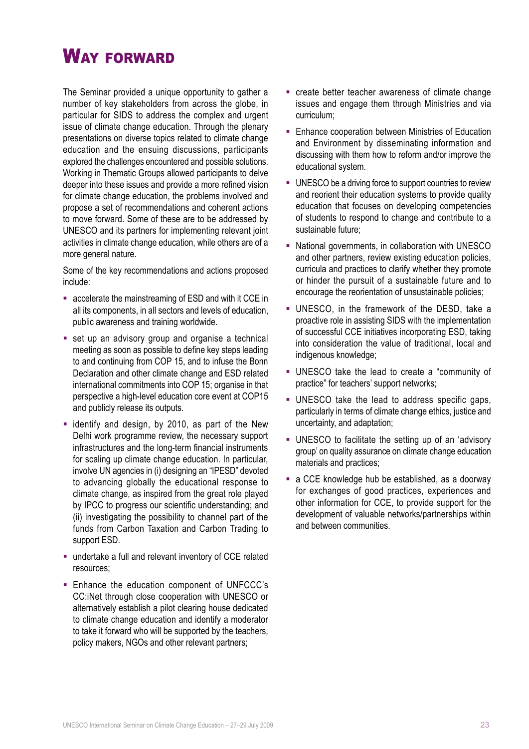# Way forward

The Seminar provided a unique opportunity to gather a number of key stakeholders from across the globe, in particular for SIDS to address the complex and urgent issue of climate change education. Through the plenary presentations on diverse topics related to climate change education and the ensuing discussions, participants explored the challenges encountered and possible solutions. Working in Thematic Groups allowed participants to delve deeper into these issues and provide a more refined vision for climate change education, the problems involved and propose a set of recommendations and coherent actions to move forward. Some of these are to be addressed by UNESCO and its partners for implementing relevant joint activities in climate change education, while others are of a more general nature.

Some of the key recommendations and actions proposed include:

- accelerate the mainstreaming of ESD and with it CCE in all its components, in all sectors and levels of education, public awareness and training worldwide.
- set up an advisory group and organise a technical meeting as soon as possible to define key steps leading to and continuing from COP 15, and to infuse the Bonn Declaration and other climate change and ESD related international commitments into COP 15; organise in that perspective a high-level education core event at COP15 and publicly release its outputs.
- identify and design, by 2010, as part of the New Delhi work programme review, the necessary support infrastructures and the long-term financial instruments for scaling up climate change education. In particular, involve UN agencies in (i) designing an "IPESD" devoted to advancing globally the educational response to climate change, as inspired from the great role played by IPCC to progress our scientific understanding; and (ii) investigating the possibility to channel part of the funds from Carbon Taxation and Carbon Trading to support ESD.
- undertake a full and relevant inventory of CCE related resources;
- Enhance the education component of UNFCCC's CC:iNet through close cooperation with UNESCO or alternatively establish a pilot clearing house dedicated to climate change education and identify a moderator to take it forward who will be supported by the teachers, policy makers, NGOs and other relevant partners;
- create better teacher awareness of climate change issues and engage them through Ministries and via curriculum;
- Enhance cooperation between Ministries of Education and Environment by disseminating information and discussing with them how to reform and/or improve the educational system.
- UNESCO be a driving force to support countries to review and reorient their education systems to provide quality education that focuses on developing competencies of students to respond to change and contribute to a sustainable future;
- National governments, in collaboration with UNESCO and other partners, review existing education policies, curricula and practices to clarify whether they promote or hinder the pursuit of a sustainable future and to encourage the reorientation of unsustainable policies;
- UNESCO, in the framework of the DESD, take a proactive role in assisting SIDS with the implementation of successful CCE initiatives incorporating ESD, taking into consideration the value of traditional, local and indigenous knowledge;
- UNESCO take the lead to create a "community of practice" for teachers' support networks;
- UNESCO take the lead to address specific gaps, particularly in terms of climate change ethics, justice and uncertainty, and adaptation;
- UNESCO to facilitate the setting up of an 'advisory group' on quality assurance on climate change education materials and practices;
- a CCE knowledge hub be established, as a doorway for exchanges of good practices, experiences and other information for CCE, to provide support for the development of valuable networks/partnerships within and between communities.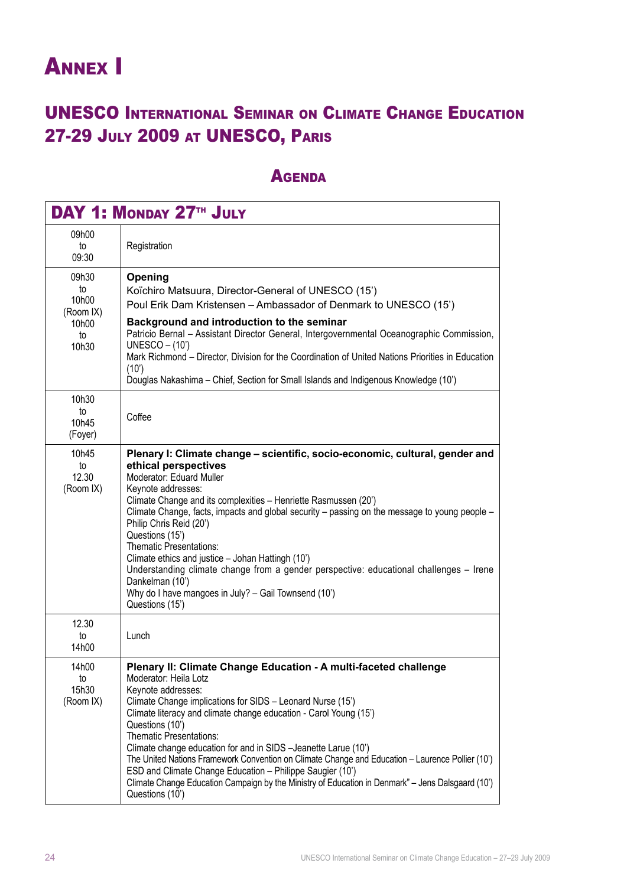# Annex I

## UNESCO International Seminar on Climate Change Education 27-29 July 2009 at UNESCO, Paris

### Agenda

| DAY 1: Monday 27th July | |
|---|---|
| 09h00 to 09:30 | Registration |
| 09h30 to 10h00 (Room IX) 10h00 to 10h30 | **Opening**<br>Koïchiro Matsuura, Director-General of UNESCO (15')<br>Poul Erik Dam Kristensen – Ambassador of Denmark to UNESCO (15')<br>**Background and introduction to the seminar**<br>Patricio Bernal – Assistant Director General, Intergovernmental Oceanographic Commission, UNESCO – (10')<br>Mark Richmond – Director, Division for the Coordination of United Nations Priorities in Education (10')<br>Douglas Nakashima – Chief, Section for Small Islands and Indigenous Knowledge (10') |
| 10h30 to 10h45 (Foyer) | Coffee |
| 10h45 to 12.30 (Room IX) | **Plenary I: Climate change – scientific, socio-economic, cultural, gender and ethical perspectives**<br>Moderator: Eduard Muller<br>Keynote addresses:<br>Climate Change and its complexities – Henriette Rasmussen (20')<br>Climate Change, facts, impacts and global security – passing on the message to young people – Philip Chris Reid (20')<br>Questions (15')<br>Thematic Presentations:<br>Climate ethics and justice – Johan Hattingh (10')<br>Understanding climate change from a gender perspective: educational challenges – Irene Dankelman (10')<br>Why do I have mangoes in July? – Gail Townsend (10')<br>Questions (15') |
| 12.30 to 14h00 | Lunch |
| 14h00 to 15h30 (Room IX) | **Plenary II: Climate Change Education - A multi-faceted challenge**<br>Moderator: Heila Lotz<br>Keynote addresses:<br>Climate Change implications for SIDS – Leonard Nurse (15')<br>Climate literacy and climate change education - Carol Young (15')<br>Questions (10')<br>Thematic Presentations:<br>Climate change education for and in SIDS –Jeanette Larue (10')<br>The United Nations Framework Convention on Climate Change and Education – Laurence Pollier (10')<br>ESD and Climate Change Education – Philippe Saugier (10')<br>Climate Change Education Campaign by the Ministry of Education in Denmark" – Jens Dalsgaard (10')<br>Questions (10') |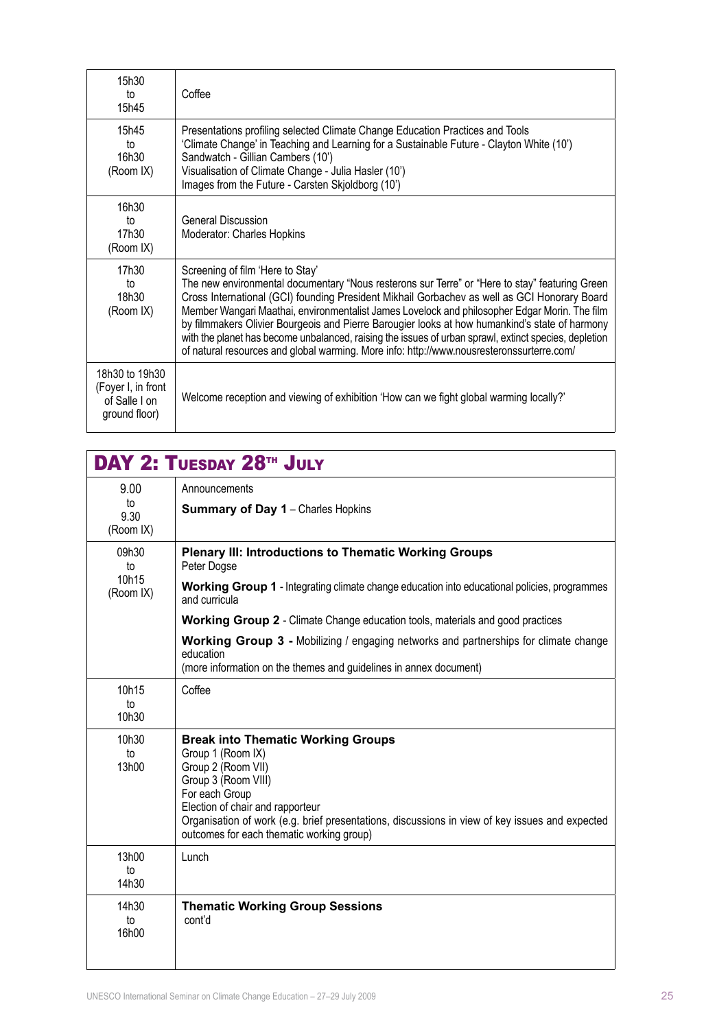| | |
|---|---|
| 15h30 to 15h45 | Coffee |
| 15h45 to 16h30 (Room IX) | Presentations profiling selected Climate Change Education Practices and Tools<br>'Climate Change' in Teaching and Learning for a Sustainable Future - Clayton White (10')<br>Sandwatch - Gillian Cambers (10')<br>Visualisation of Climate Change - Julia Hasler (10')<br>Images from the Future - Carsten Skjoldborg (10') |
| 16h30 to 17h30 (Room IX) | General Discussion<br>Moderator: Charles Hopkins |
| 17h30 to 18h30 (Room IX) | Screening of film 'Here to Stay'<br>The new environmental documentary "Nous resterons sur Terre" or "Here to stay" featuring Green Cross International (GCI) founding President Mikhail Gorbachev as well as GCI Honorary Board Member Wangari Maathai, environmentalist James Lovelock and philosopher Edgar Morin. The film by filmmakers Olivier Bourgeois and Pierre Barougier looks at how humankind's state of harmony with the planet has become unbalanced, raising the issues of urban sprawl, extinct species, depletion of natural resources and global warming. More info: http://www.nousresteronssurterre.com/ |
| 18h30 to 19h30 (Foyer I, in front of Salle I on ground floor) | Welcome reception and viewing of exhibition 'How can we fight global warming locally?' |

## DAY 2: Tuesday 28th July

| | |
|---|---|
| 9.00 to 9.30 (Room IX) | Announcements<br>**Summary of Day 1** – Charles Hopkins |
| 09h30 to 10h15 (Room IX) | **Plenary III: Introductions to Thematic Working Groups**<br>Peter Dogse<br>**Working Group 1** - Integrating climate change education into educational policies, programmes and curricula<br>**Working Group 2** - Climate Change education tools, materials and good practices<br>**Working Group 3 -** Mobilizing / engaging networks and partnerships for climate change education<br>(more information on the themes and guidelines in annex document) |
| 10h15 to 10h30 | Coffee |
| 10h30 to 13h00 | **Break into Thematic Working Groups**<br>Group 1 (Room IX)<br>Group 2 (Room VII)<br>Group 3 (Room VIII)<br>For each Group<br>Election of chair and rapporteur<br>Organisation of work (e.g. brief presentations, discussions in view of key issues and expected outcomes for each thematic working group) |
| 13h00 to 14h30 | Lunch |
| 14h30 to 16h00 | **Thematic Working Group Sessions**<br>cont'd |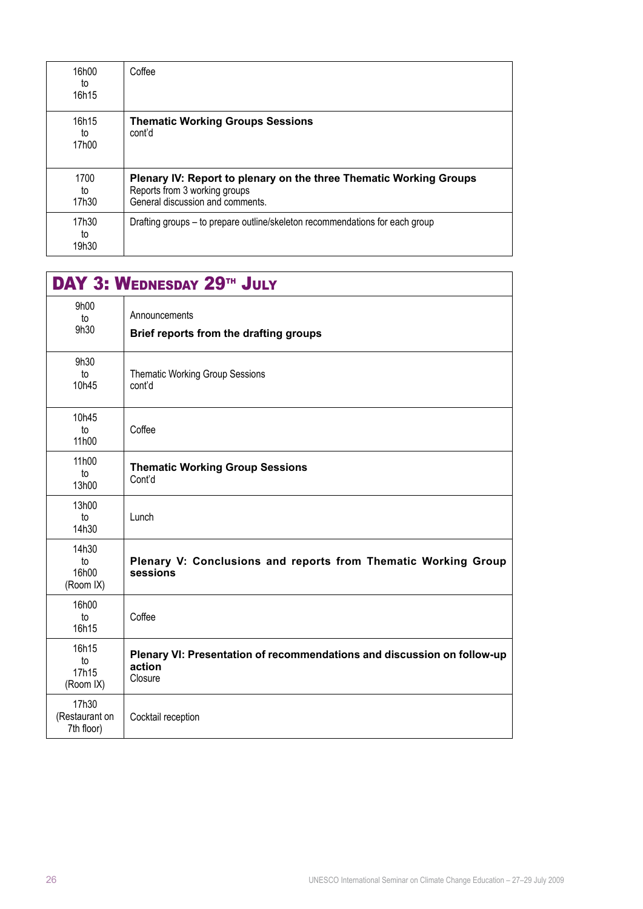| | |
|---|---|
| 16h00 to 16h15 | Coffee |
| 16h15 to 17h00 | **Thematic Working Groups Sessions** cont'd |
| 1700 to 17h30 | **Plenary IV: Report to plenary on the three Thematic Working Groups** Reports from 3 working groups General discussion and comments. |
| 17h30 to 19h30 | Drafting groups – to prepare outline/skeleton recommendations for each group |

## DAY 3: Wednesday 29th July

| | |
|---|---|
| 9h00 to 9h30 | Announcements **Brief reports from the drafting groups** |
| 9h30 to 10h45 | Thematic Working Group Sessions cont'd |
| 10h45 to 11h00 | Coffee |
| 11h00 to 13h00 | **Thematic Working Group Sessions** Cont'd |
| 13h00 to 14h30 | Lunch |
| 14h30 to 16h00 (Room IX) | **Plenary V: Conclusions and reports from Thematic Working Group sessions** |
| 16h00 to 16h15 | Coffee |
| 16h15 to 17h15 (Room IX) | **Plenary VI: Presentation of recommendations and discussion on follow-up action** Closure |
| 17h30 (Restaurant on 7th floor) | Cocktail reception |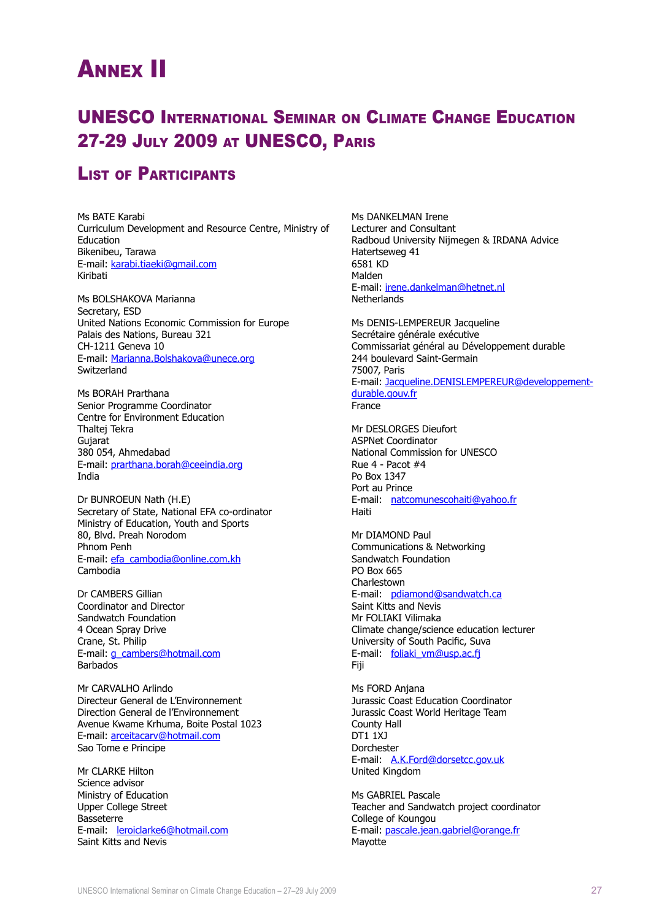# Annex II

## UNESCO International Seminar on Climate Change Education 27-29 July 2009 at UNESCO, Paris

### List of Participants

Ms BATE Karabi
Curriculum Development and Resource Centre, Ministry of Education
Bikenibeu, Tarawa
E-mail: karabi.tiaeki@gmail.com
Kiribati

Ms BOLSHAKOVA Marianna
Secretary, ESD
United Nations Economic Commission for Europe
Palais des Nations, Bureau 321
CH-1211 Geneva 10
E-mail: Marianna.Bolshakova@unece.org
Switzerland

Ms BORAH Prarthana
Senior Programme Coordinator
Centre for Environment Education
Thaltej Tekra
Gujarat
380 054, Ahmedabad
E-mail: prarthana.borah@ceeindia.org
India

Dr BUNROEUN Nath (H.E)
Secretary of State, National EFA co-ordinator
Ministry of Education, Youth and Sports
80, Blvd. Preah Norodom
Phnom Penh
E-mail: efa_cambodia@online.com.kh
Cambodia

Dr CAMBERS Gillian
Coordinator and Director
Sandwatch Foundation
4 Ocean Spray Drive
Crane, St. Philip
E-mail: g_cambers@hotmail.com
Barbados

Mr CARVALHO Arlindo
Directeur General de L'Environnement
Direction General de l'Environnement
Avenue Kwame Krhuma, Boite Postal 1023
E-mail: arceitacarv@hotmail.com
Sao Tome e Principe

Mr CLARKE Hilton
Science advisor
Ministry of Education
Upper College Street
Basseterre
E-mail: leroiclarke6@hotmail.com
Saint Kitts and Nevis

Ms DANKELMAN Irene
Lecturer and Consultant
Radboud University Nijmegen & IRDANA Advice
Hatertseweg 41
6581 KD
Malden
E-mail: irene.dankelman@hetnet.nl
Netherlands

Ms DENIS-LEMPEREUR Jacqueline
Secrétaire générale exécutive
Commissariat général au Développement durable
244 boulevard Saint-Germain
75007, Paris
E-mail: Jacqueline.DENISLEMPEREUR@developpement-durable.gouv.fr
France

Mr DESLORGES Dieufort
ASPNet Coordinator
National Commission for UNESCO
Rue 4 - Pacot #4
Po Box 1347
Port au Prince
E-mail: natcomunescohaiti@yahoo.fr
Haiti

Mr DIAMOND Paul
Communications & Networking
Sandwatch Foundation
PO Box 665
Charlestown
E-mail: pdiamond@sandwatch.ca
Saint Kitts and Nevis

Mr FOLIAKI Vilimaka
Climate change/science education lecturer
University of South Pacific, Suva
E-mail: foliaki_vm@usp.ac.fj
Fiji

Ms FORD Anjana
Jurassic Coast Education Coordinator
Jurassic Coast World Heritage Team
County Hall
DT1 1XJ
Dorchester
E-mail: A.K.Ford@dorsetcc.gov.uk
United Kingdom

Ms GABRIEL Pascale
Teacher and Sandwatch project coordinator
College of Koungou
E-mail: pascale.jean.gabriel@orange.fr
Mayotte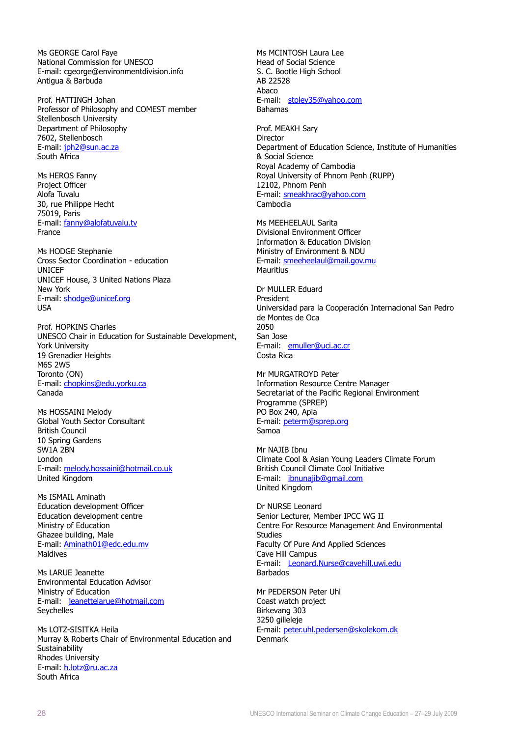Ms GEORGE Carol Faye
National Commission for UNESCO
E-mail: cgeorge@environmentdivision.info
Antigua & Barbuda

Prof. HATTINGH Johan
Professor of Philosophy and COMEST member
Stellenbosch University
Department of Philosophy
7602, Stellenbosch
E-mail: jph2@sun.ac.za
South Africa

Ms HEROS Fanny
Project Officer
Alofa Tuvalu
30, rue Philippe Hecht
75019, Paris
E-mail: fanny@alofatuvalu.tv
France

Ms HODGE Stephanie
Cross Sector Coordination - education
UNICEF
UNICEF House, 3 United Nations Plaza
New York
E-mail: shodge@unicef.org
USA

Prof. HOPKINS Charles
UNESCO Chair in Education for Sustainable Development,
York University
19 Grenadier Heights
M6S 2W5
Toronto (ON)
E-mail: chopkins@edu.yorku.ca
Canada

Ms HOSSAINI Melody
Global Youth Sector Consultant
British Council
10 Spring Gardens
SW1A 2BN
London
E-mail: melody.hossaini@hotmail.co.uk
United Kingdom

Ms ISMAIL Aminath
Education development Officer
Education development centre
Ministry of Education
Ghazee building, Male
E-mail: Aminath01@edc.edu.mv
Maldives

Ms LARUE Jeanette
Environmental Education Advisor
Ministry of Education
E-mail: jeanettelarue@hotmail.com
Seychelles

Ms LOTZ-SISITKA Heila
Murray & Roberts Chair of Environmental Education and Sustainability
Rhodes University
E-mail: h.lotz@ru.ac.za
South Africa

Ms MCINTOSH Laura Lee
Head of Social Science
S. C. Bootle High School
AB 22528
Abaco
E-mail: stoley35@yahoo.com
Bahamas

Prof. MEAKH Sary
Director
Department of Education Science, Institute of Humanities & Social Science
Royal Academy of Cambodia
Royal University of Phnom Penh (RUPP)
12102, Phnom Penh
E-mail: smeakhrac@yahoo.com
Cambodia

Ms MEEHEELAUL Sarita
Divisional Environment Officer
Information & Education Division
Ministry of Environment & NDU
E-mail: smeeheelaul@mail.gov.mu
Mauritius

Dr MULLER Eduard
President
Universidad para la Cooperación Internacional San Pedro de Montes de Oca
2050
San Jose
E-mail: emuller@uci.ac.cr
Costa Rica

Mr MURGATROYD Peter
Information Resource Centre Manager
Secretariat of the Pacific Regional Environment Programme (SPREP)
PO Box 240, Apia
E-mail: peterm@sprep.org
Samoa

Mr NAJIB Ibnu
Climate Cool & Asian Young Leaders Climate Forum
British Council Climate Cool Initiative
E-mail: ibnunajib@gmail.com
United Kingdom

Dr NURSE Leonard
Senior Lecturer, Member IPCC WG II
Centre For Resource Management And Environmental Studies
Faculty Of Pure And Applied Sciences
Cave Hill Campus
E-mail: Leonard.Nurse@cavehill.uwi.edu
Barbados

Mr PEDERSON Peter Uhl
Coast watch project
Birkevang 303
3250 gilleleje
E-mail: peter.uhl.pedersen@skolekom.dk
Denmark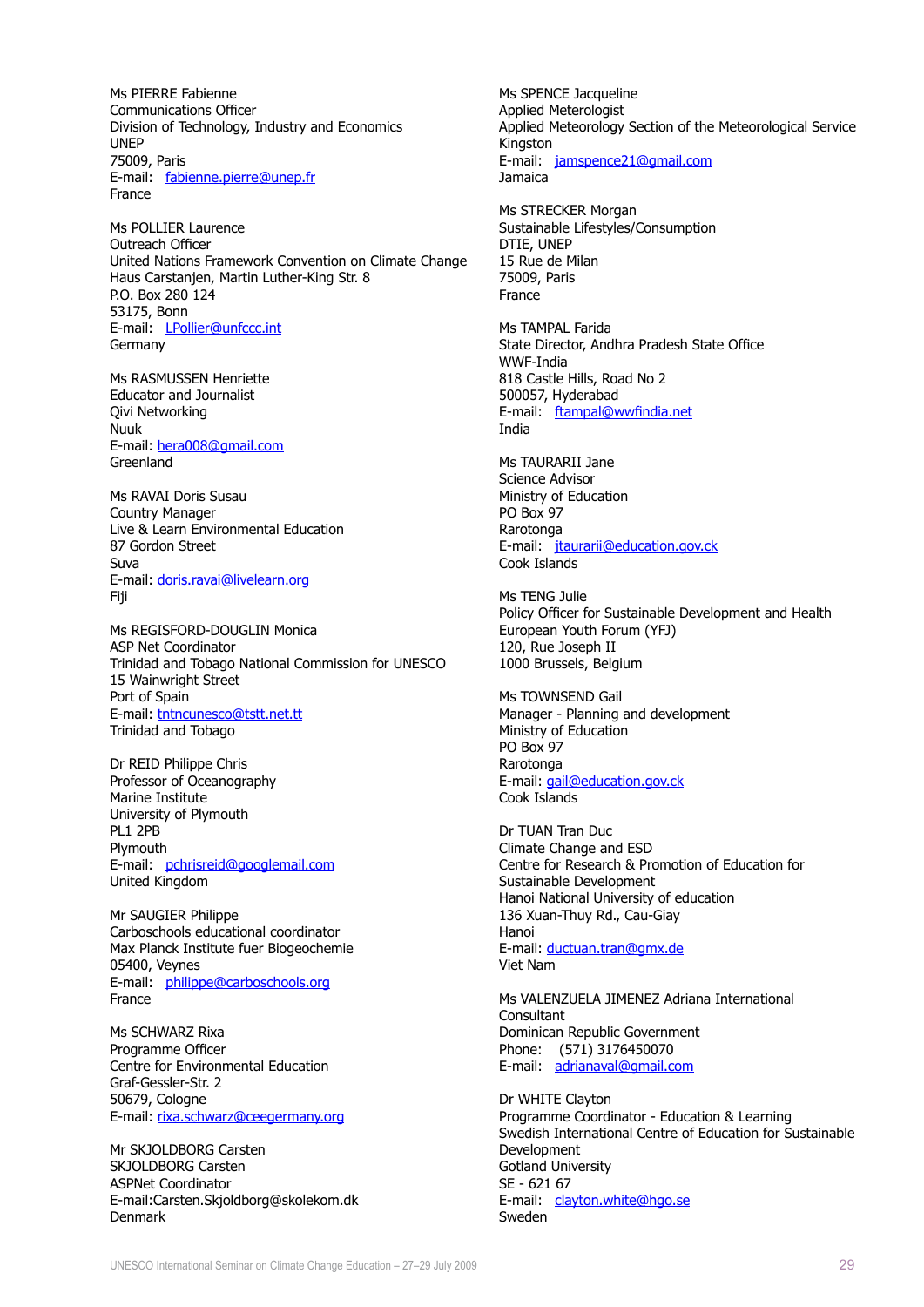Ms PIERRE Fabienne
Communications Officer
Division of Technology, Industry and Economics
UNEP
75009, Paris
E-mail: fabienne.pierre@unep.fr
France

Ms POLLIER Laurence
Outreach Officer
United Nations Framework Convention on Climate Change
Haus Carstanjen, Martin Luther-King Str. 8
P.O. Box 280 124
53175, Bonn
E-mail: LPollier@unfccc.int
Germany

Ms RASMUSSEN Henriette
Educator and Journalist
Qivi Networking
Nuuk
E-mail: hera008@gmail.com
Greenland

Ms RAVAI Doris Susau
Country Manager
Live & Learn Environmental Education
87 Gordon Street
Suva
E-mail: doris.ravai@livelearn.org
Fiji

Ms REGISFORD-DOUGLIN Monica
ASP Net Coordinator
Trinidad and Tobago National Commission for UNESCO
15 Wainwright Street
Port of Spain
E-mail: tntncunesco@tstt.net.tt
Trinidad and Tobago

Dr REID Philippe Chris
Professor of Oceanography
Marine Institute
University of Plymouth
PL1 2PB
Plymouth
E-mail: pchrisreid@googlemail.com
United Kingdom

Mr SAUGIER Philippe
Carboschools educational coordinator
Max Planck Institute fuer Biogeochemie
05400, Veynes
E-mail: philippe@carboschools.org
France

Ms SCHWARZ Rixa
Programme Officer
Centre for Environmental Education
Graf-Gessler-Str. 2
50679, Cologne
E-mail: rixa.schwarz@ceegermany.org

Mr SKJOLDBORG Carsten
SKJOLDBORG Carsten
ASPNet Coordinator
E-mail:Carsten.Skjoldborg@skolekom.dk
Denmark

Ms SPENCE Jacqueline
Applied Meterologist
Applied Meteorology Section of the Meteorological Service
Kingston
E-mail: jamspence21@gmail.com
Jamaica

Ms STRECKER Morgan
Sustainable Lifestyles/Consumption
DTIE, UNEP
15 Rue de Milan
75009, Paris
France

Ms TAMPAL Farida
State Director, Andhra Pradesh State Office
WWF-India
818 Castle Hills, Road No 2
500057, Hyderabad
E-mail: ftampal@wwfindia.net
India

Ms TAURARII Jane
Science Advisor
Ministry of Education
PO Box 97
Rarotonga
E-mail: jtaurarii@education.gov.ck
Cook Islands

Ms TENG Julie
Policy Officer for Sustainable Development and Health
European Youth Forum (YFJ)
120, Rue Joseph II
1000 Brussels, Belgium

Ms TOWNSEND Gail
Manager - Planning and development
Ministry of Education
PO Box 97
Rarotonga
E-mail: gail@education.gov.ck
Cook Islands

Dr TUAN Tran Duc
Climate Change and ESD
Centre for Research & Promotion of Education for Sustainable Development
Hanoi National University of education
136 Xuan-Thuy Rd., Cau-Giay
Hanoi
E-mail: ductuan.tran@gmx.de
Viet Nam

Ms VALENZUELA JIMENEZ Adriana International Consultant
Dominican Republic Government
Phone: (571) 3176450070
E-mail: adrianaval@gmail.com

Dr WHITE Clayton
Programme Coordinator - Education & Learning
Swedish International Centre of Education for Sustainable Development
Gotland University
SE - 621 67
E-mail: clayton.white@hgo.se
Sweden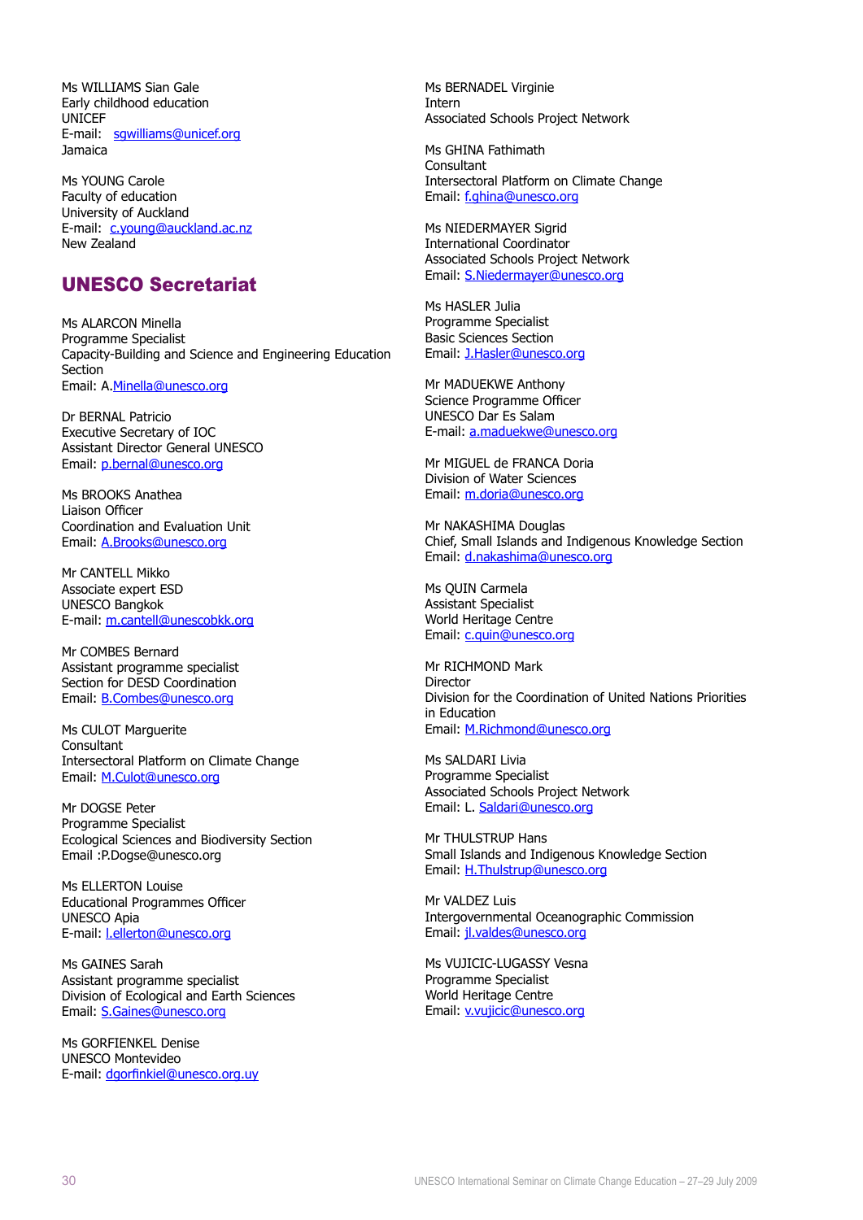Ms WILLIAMS Sian Gale
Early childhood education
UNICEF
E-mail: sgwilliams@unicef.org
Jamaica

Ms YOUNG Carole
Faculty of education
University of Auckland
E-mail: c.young@auckland.ac.nz
New Zealand

## UNESCO Secretariat

Ms ALARCON Minella
Programme Specialist
Capacity-Building and Science and Engineering Education Section
Email: A.Minella@unesco.org

Dr BERNAL Patricio
Executive Secretary of IOC
Assistant Director General UNESCO
Email: p.bernal@unesco.org

Ms BROOKS Anathea
Liaison Officer
Coordination and Evaluation Unit
Email: A.Brooks@unesco.org

Mr CANTELL Mikko
Associate expert ESD
UNESCO Bangkok
E-mail: m.cantell@unescobkk.org

Mr COMBES Bernard
Assistant programme specialist
Section for DESD Coordination
Email: B.Combes@unesco.org

Ms CULOT Marguerite
Consultant
Intersectoral Platform on Climate Change
Email: M.Culot@unesco.org

Mr DOGSE Peter
Programme Specialist
Ecological Sciences and Biodiversity Section
Email :P.Dogse@unesco.org

Ms ELLERTON Louise
Educational Programmes Officer
UNESCO Apia
E-mail: l.ellerton@unesco.org

Ms GAINES Sarah
Assistant programme specialist
Division of Ecological and Earth Sciences
Email: S.Gaines@unesco.org

Ms GORFIENKEL Denise
UNESCO Montevideo
E-mail: dgorfinkiel@unesco.org.uy

Ms BERNADEL Virginie
Intern
Associated Schools Project Network

Ms GHINA Fathimath
Consultant
Intersectoral Platform on Climate Change
Email: f.ghina@unesco.org

Ms NIEDERMAYER Sigrid
International Coordinator
Associated Schools Project Network
Email: S.Niedermayer@unesco.org

Ms HASLER Julia
Programme Specialist
Basic Sciences Section
Email: J.Hasler@unesco.org

Mr MADUEKWE Anthony
Science Programme Officer
UNESCO Dar Es Salam
E-mail: a.maduekwe@unesco.org

Mr MIGUEL de FRANCA Doria
Division of Water Sciences
Email: m.doria@unesco.org

Mr NAKASHIMA Douglas
Chief, Small Islands and Indigenous Knowledge Section
Email: d.nakashima@unesco.org

Ms QUIN Carmela
Assistant Specialist
World Heritage Centre
Email: c.quin@unesco.org

Mr RICHMOND Mark
Director
Division for the Coordination of United Nations Priorities in Education
Email: M.Richmond@unesco.org

Ms SALDARI Livia
Programme Specialist
Associated Schools Project Network
Email: L. Saldari@unesco.org

Mr THULSTRUP Hans
Small Islands and Indigenous Knowledge Section
Email: H.Thulstrup@unesco.org

Mr VALDEZ Luis
Intergovernmental Oceanographic Commission
Email: jl.valdes@unesco.org

Ms VUJICIC-LUGASSY Vesna
Programme Specialist
World Heritage Centre
Email: v.vujicic@unesco.org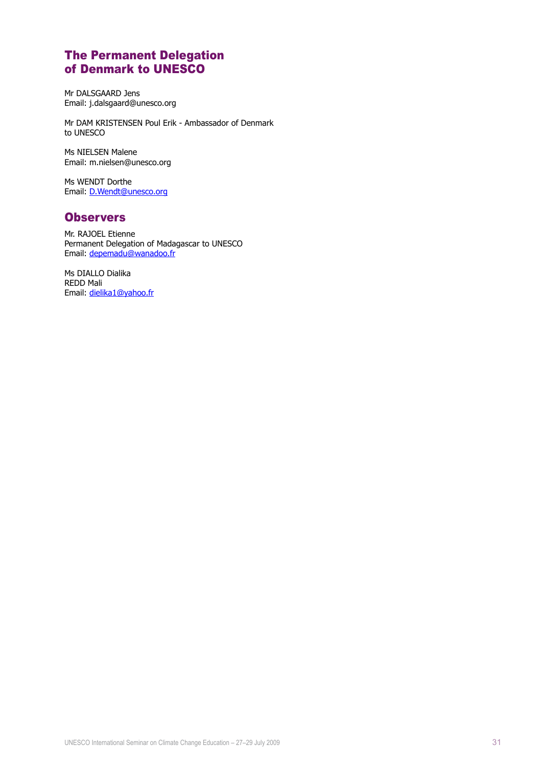## The Permanent Delegation of Denmark to UNESCO

Mr DALSGAARD Jens
Email: j.dalsgaard@unesco.org

Mr DAM KRISTENSEN Poul Erik - Ambassador of Denmark to UNESCO

Ms NIELSEN Malene
Email: m.nielsen@unesco.org

Ms WENDT Dorthe
Email: D.Wendt@unesco.org

## Observers

Mr. RAJOEL Etienne
Permanent Delegation of Madagascar to UNESCO
Email: depemadu@wanadoo.fr

Ms DIALLO Dialika
REDD Mali
Email: dielika1@yahoo.fr